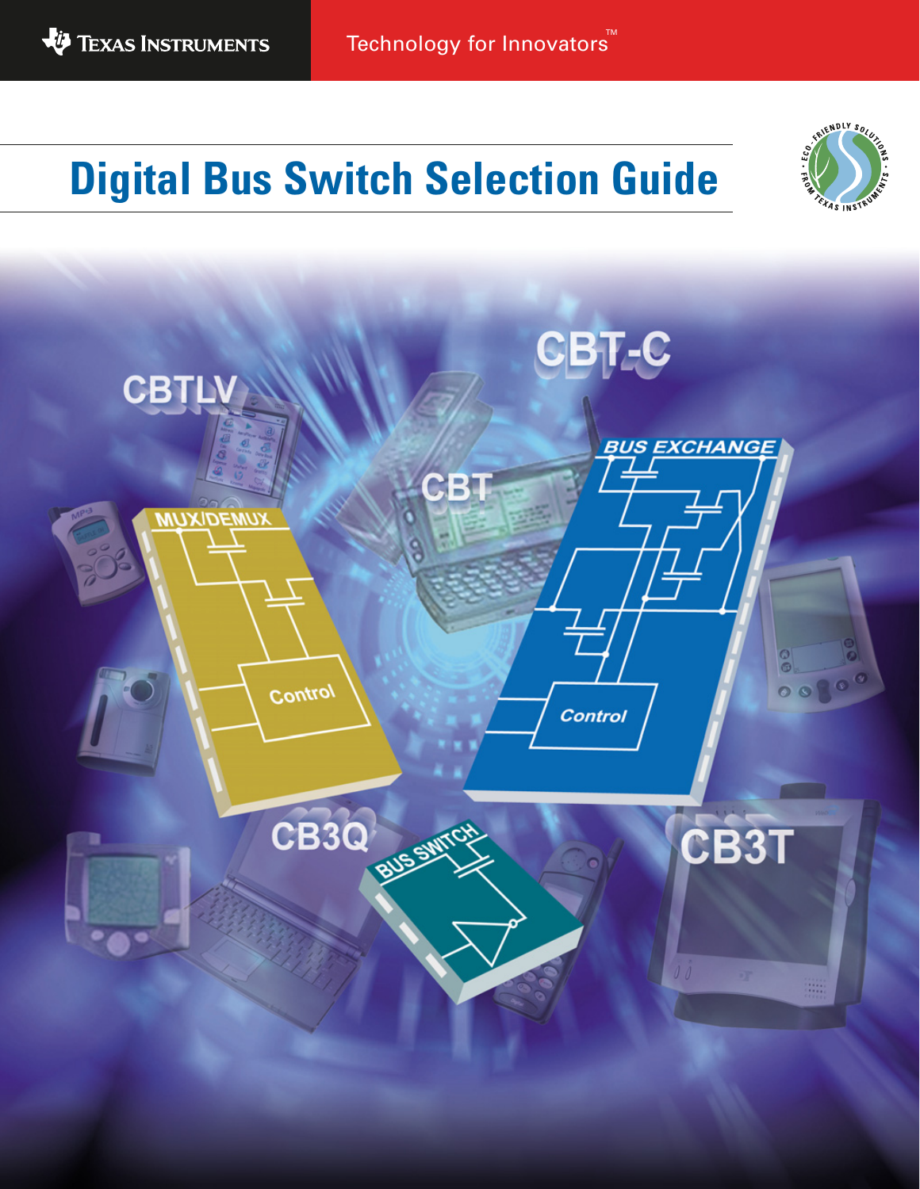Texas Instruments

Technology for Innovators™

# Digital Bus Switch Selection Guide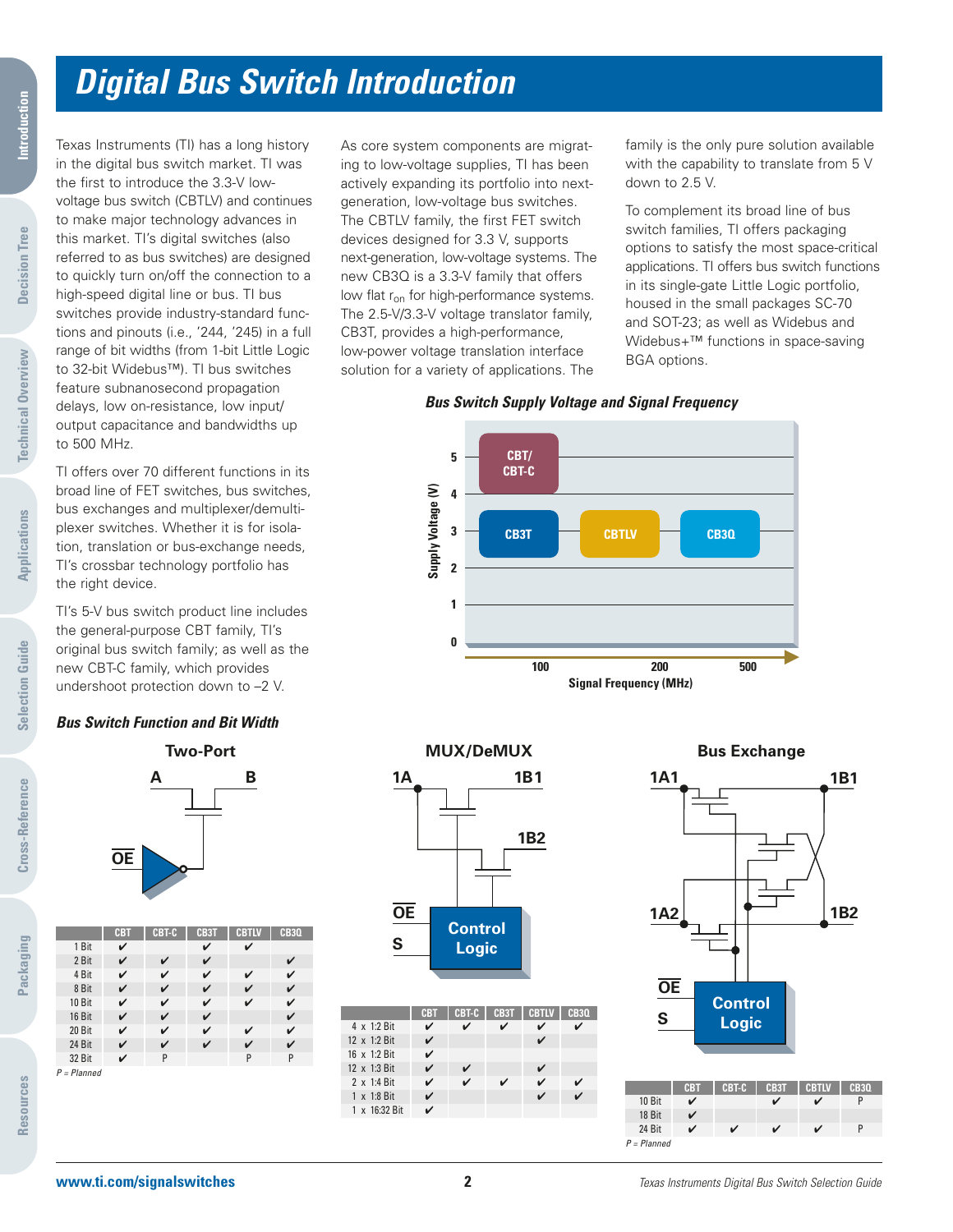# Digital Bus Switch Introduction

Texas Instruments (TI) has a long history in the digital bus switch market. TI was the first to introduce the 3.3-V low-voltage bus switch (CBTLV) and continues to make major technology advances in this market. TI's digital switches (also referred to as bus switches) are designed to quickly turn on/off the connection to a high-speed digital line or bus. TI bus switches provide industry-standard functions and pinouts (i.e., '244, '245) in a full range of bit widths (from 1-bit Little Logic to 32-bit Widebus™). TI bus switches feature subnanosecond propagation delays, low on-resistance, low input/output capacitance and bandwidths up to 500 MHz.

TI offers over 70 different functions in its broad line of FET switches, bus switches, bus exchanges and multiplexer/demultiplexer switches. Whether it is for isolation, translation or bus-exchange needs, TI's crossbar technology portfolio has the right device.

TI's 5-V bus switch product line includes the general-purpose CBT family, TI's original bus switch family; as well as the new CBT-C family, which provides undershoot protection down to –2 V.

As core system components are migrating to low-voltage supplies, TI has been actively expanding its portfolio into next-generation, low-voltage bus switches. The CBTLV family, the first FET switch devices designed for 3.3 V, supports next-generation, low-voltage systems. The new CB3Q is a 3.3-V family that offers low flat $r_{on}$ for high-performance systems. The 2.5-V/3.3-V voltage translator family, CB3T, provides a high-performance, low-power voltage translation interface solution for a variety of applications. The family is the only pure solution available with the capability to translate from 5 V down to 2.5 V.

To complement its broad line of bus switch families, TI offers packaging options to satisfy the most space-critical applications. TI offers bus switch functions in its single-gate Little Logic portfolio, housed in the small packages SC-70 and SOT-23; as well as Widebus and Widebus+™ functions in space-saving BGA options.

### Bus Switch Supply Voltage and Signal Frequency

### Bus Switch Function and Bit Width

**Two-Port**

| | CBT | CBT-C | CB3T | CBTLV | CB3Q |
|---|---|---|---|---|---|
| 1 Bit | ✔ | | ✔ | ✔ | |
| 2 Bit | ✔ | ✔ | ✔ | | ✔ |
| 4 Bit | ✔ | ✔ | ✔ | ✔ | ✔ |
| 8 Bit | ✔ | ✔ | ✔ | ✔ | ✔ |
| 10 Bit | ✔ | ✔ | ✔ | ✔ | ✔ |
| 16 Bit | ✔ | ✔ | ✔ | | ✔ |
| 20 Bit | ✔ | ✔ | ✔ | ✔ | ✔ |
| 24 Bit | ✔ | ✔ | ✔ | ✔ | ✔ |
| 32 Bit | ✔ | P | | P | P |

*P = Planned*

**MUX/DeMUX**

| | CBT | CBT-C | CB3T | CBTLV | CB3Q |
|---|---|---|---|---|---|
| 4 x 1:2 Bit | ✔ | ✔ | ✔ | ✔ | ✔ |
| 12 x 1:2 Bit | ✔ | | | ✔ | |
| 16 x 1:2 Bit | ✔ | | | | |
| 12 x 1:3 Bit | ✔ | ✔ | | ✔ | |
| 2 x 1:4 Bit | ✔ | ✔ | ✔ | ✔ | ✔ |
| 1 x 1:8 Bit | ✔ | | | ✔ | ✔ |
| 1 x 16:32 Bit | ✔ | | | | |

**Bus Exchange**

| | CBT | CBT-C | CB3T | CBTLV | CB3Q |
|---|---|---|---|---|---|
| 10 Bit | ✔ | | ✔ | ✔ | P |
| 18 Bit | ✔ | | | | |
| 24 Bit | ✔ | ✔ | ✔ | ✔ | P |

*P = Planned*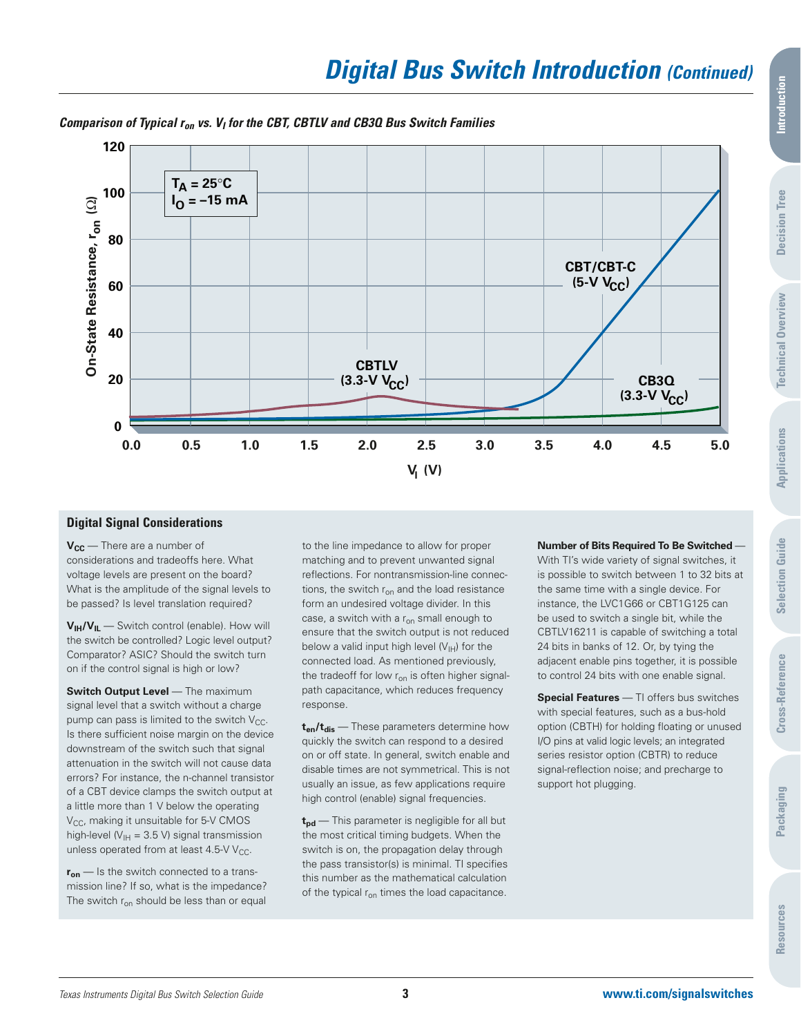## Digital Bus Switch Introduction *(Continued)*

*Comparison of Typical $r_{on}$ vs. $V_I$ for the CBT, CBTLV and CB3Q Bus Switch Families*

### Digital Signal Considerations

**$V_{CC}$** — There are a number of considerations and tradeoffs here. What voltage levels are present on the board? What is the amplitude of the signal levels to be passed? Is level translation required?

**$V_{IH}/V_{IL}$** — Switch control (enable). How will the switch be controlled? Logic level output? Comparator? ASIC? Should the switch turn on if the control signal is high or low?

**Switch Output Level** — The maximum signal level that a switch without a charge pump can pass is limited to the switch $V_{CC}$. Is there sufficient noise margin on the device downstream of the switch such that signal attenuation in the switch will not cause data errors? For instance, the n-channel transistor of a CBT device clamps the switch output at a little more than 1 V below the operating $V_{CC}$, making it unsuitable for 5-V CMOS high-level ($V_{IH}$ = 3.5 V) signal transmission unless operated from at least 4.5-V $V_{CC}$.

**$r_{on}$** — Is the switch connected to a transmission line? If so, what is the impedance? The switch $r_{on}$ should be less than or equal to the line impedance to allow for proper matching and to prevent unwanted signal reflections. For nontransmission-line connections, the switch $r_{on}$ and the load resistance form an undesired voltage divider. In this case, a switch with a $r_{on}$ small enough to ensure that the switch output is not reduced below a valid input high level ($V_{IH}$) for the connected load. As mentioned previously, the tradeoff for low $r_{on}$ is often higher signal-path capacitance, which reduces frequency response.

**$t_{en}/t_{dis}$** — These parameters determine how quickly the switch can respond to a desired on or off state. In general, switch enable and disable times are not symmetrical. This is not usually an issue, as few applications require high control (enable) signal frequencies.

**$t_{pd}$** — This parameter is negligible for all but the most critical timing budgets. When the switch is on, the propagation delay through the pass transistor(s) is minimal. TI specifies this number as the mathematical calculation of the typical $r_{on}$ times the load capacitance.

**Number of Bits Required To Be Switched** — With TI's wide variety of signal switches, it is possible to switch between 1 to 32 bits at the same time with a single device. For instance, the LVC1G66 or CBT1G125 can be used to switch a single bit, while the CBTLV16211 is capable of switching a total 24 bits in banks of 12. Or, by tying the adjacent enable pins together, it is possible to control 24 bits with one enable signal.

**Special Features** — TI offers bus switches with special features, such as a bus-hold option (CBTH) for holding floating or unused I/O pins at valid logic levels; an integrated series resistor option (CBTR) to reduce signal-reflection noise; and precharge to support hot plugging.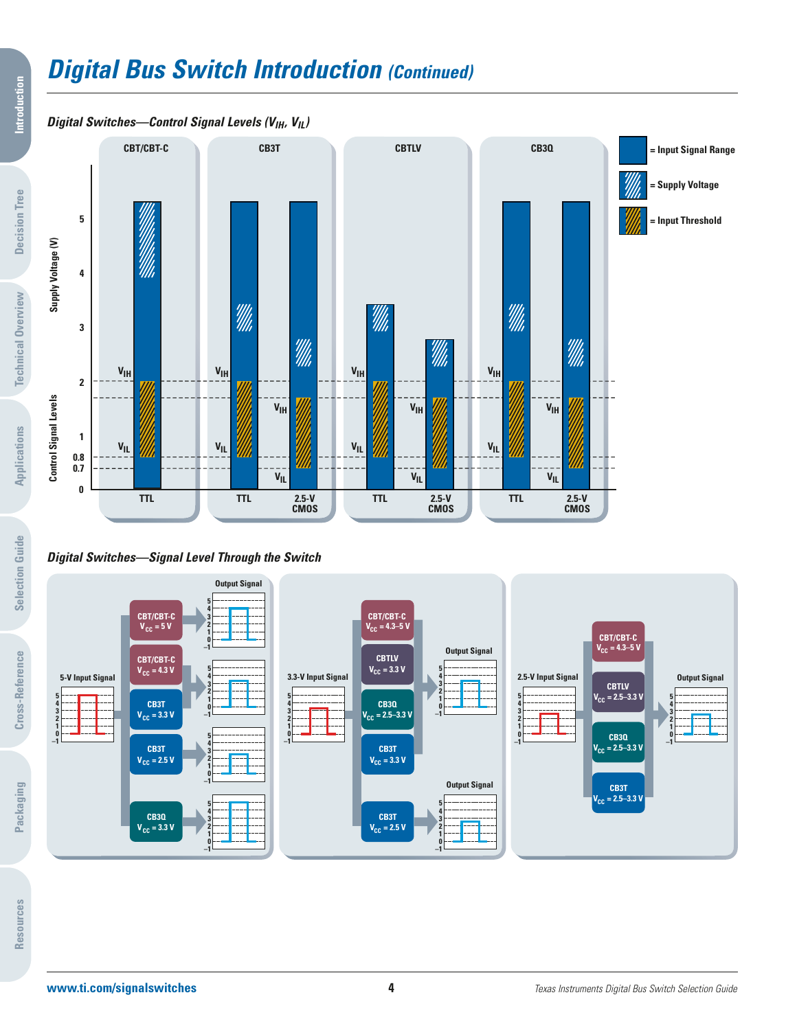# Digital Bus Switch Introduction *(Continued)*

### *Digital Switches—Control Signal Levels ($V_{IH}$, $V_{IL}$)*

CBT/CBT-C | CB3T | CBTLV | CB3Q

= Input Signal Range
= Supply Voltage
= Input Threshold

Supply Voltage (V)

Control Signal Levels

$V_{IH}$ $V_{IL}$

5, 4, 3, 2, 1, 0.8, 0.7, 0

TTL | TTL | 2.5-V CMOS | TTL | 2.5-V CMOS | TTL | 2.5-V CMOS

### *Digital Switches—Signal Level Through the Switch*

**5-V Input Signal**

- CBT/CBT-C $V_{CC}$ = 5 V — Output Signal
- CBT/CBT-C $V_{CC}$ = 4.3 V
- CB3T $V_{CC}$ = 3.3 V
- CB3T $V_{CC}$ = 2.5 V
- CB3Q $V_{CC}$ = 3.3 V

**3.3-V Input Signal**

- CBT/CBT-C $V_{CC}$ = 4.3–5 V
- CBTLV $V_{CC}$ = 3.3 V
- CB3Q $V_{CC}$ = 2.5–3.3 V
- CB3T $V_{CC}$ = 3.3 V
- CB3T $V_{CC}$ = 2.5 V

Output Signal

**2.5-V Input Signal**

- CBT/CBT-C $V_{CC}$ = 4.3–5 V
- CBTLV $V_{CC}$ = 2.5–3.3 V
- CB3Q $V_{CC}$ = 2.5–3.3 V
- CB3T $V_{CC}$ = 2.5–3.3 V

Output Signal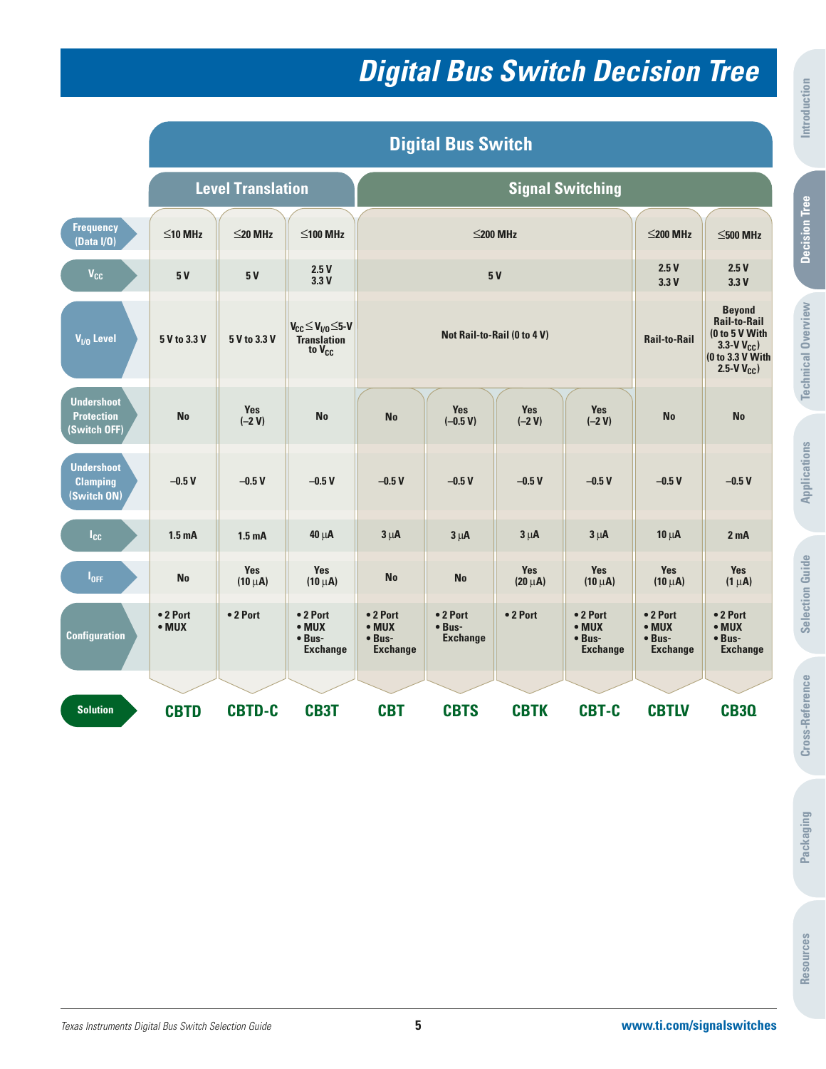# Digital Bus Switch Decision Tree

| | Digital Bus Switch | | | | | | | | |
|---|---|---|---|---|---|---|---|---|---|
| | Level Translation | | | Signal Switching | | | | | |
| Frequency (Data I/O) | ≤10 MHz | ≤20 MHz | ≤100 MHz | ≤200 MHz | | | | ≤200 MHz | ≤500 MHz |
| $V_{CC}$ | 5 V | 5 V | 2.5 V 3.3 V | 5 V | | | | 2.5 V 3.3 V | 2.5 V 3.3 V |
| $V_{I/O}$ Level | 5 V to 3.3 V | 5 V to 3.3 V | $V_{CC} \leq V_{I/O} \leq$ 5-V Translation to $V_{CC}$ | Not Rail-to-Rail (0 to 4 V) | | | | Rail-to-Rail | Beyond Rail-to-Rail (0 to 5 V With 3.3-V $V_{CC}$) (0 to 3.3 V With 2.5-V $V_{CC}$) |
| Undershoot Protection (Switch OFF) | No | Yes (–2 V) | No | No | Yes (–0.5 V) | Yes (–2 V) | Yes (–2 V) | No | No |
| Undershoot Clamping (Switch ON) | –0.5 V | –0.5 V | –0.5 V | –0.5 V | –0.5 V | –0.5 V | –0.5 V | –0.5 V | –0.5 V |
| $I_{CC}$ | 1.5 mA | 1.5 mA | 40 µA | 3 µA | 3 µA | 3 µA | 3 µA | 10 µA | 2 mA |
| $I_{OFF}$ | No | Yes (10 µA) | Yes (10 µA) | No | No | Yes (20 µA) | Yes (10 µA) | Yes (10 µA) | Yes (1 µA) |
| Configuration | • 2 Port • MUX | • 2 Port | • 2 Port • MUX • Bus-Exchange | • 2 Port • MUX • Bus-Exchange | • 2 Port • Bus-Exchange | • 2 Port | • 2 Port • MUX • Bus-Exchange | • 2 Port • MUX • Bus-Exchange | • 2 Port • MUX • Bus-Exchange |
| **Solution** | **CBTD** | **CBTD-C** | **CB3T** | **CBT** | **CBTS** | **CBTK** | **CBT-C** | **CBTLV** | **CB3Q** |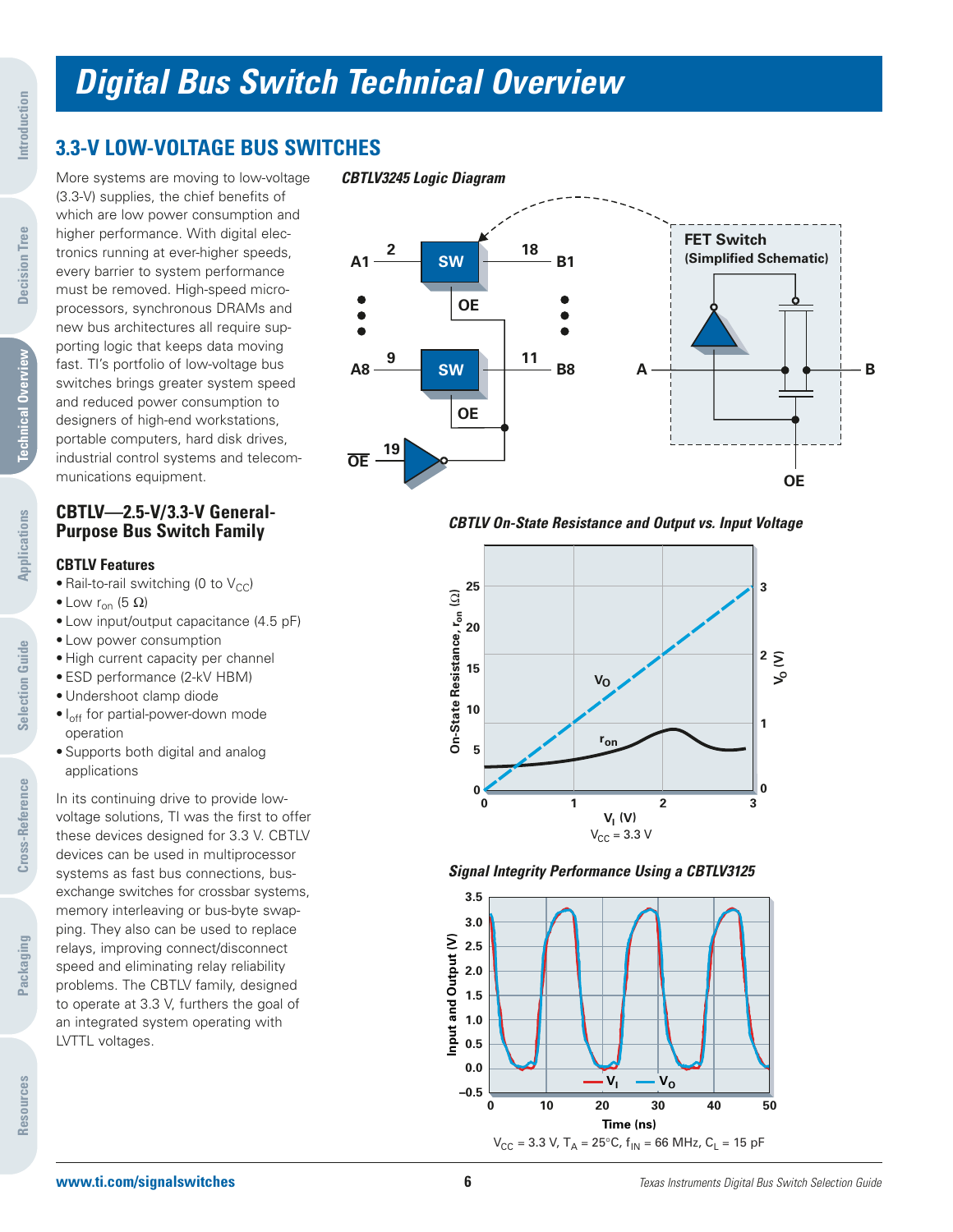# Digital Bus Switch Technical Overview

## 3.3-V LOW-VOLTAGE BUS SWITCHES

More systems are moving to low-voltage (3.3-V) supplies, the chief benefits of which are low power consumption and higher performance. With digital electronics running at ever-higher speeds, every barrier to system performance must be removed. High-speed microprocessors, synchronous DRAMs and new bus architectures all require supporting logic that keeps data moving fast. TI's portfolio of low-voltage bus switches brings greater system speed and reduced power consumption to designers of high-end workstations, portable computers, hard disk drives, industrial control systems and telecommunications equipment.

### CBTLV—2.5-V/3.3-V General-Purpose Bus Switch Family

#### CBTLV Features

- Rail-to-rail switching (0 to $V_{CC}$)
- Low $r_{on}$ (5 Ω)
- Low input/output capacitance (4.5 pF)
- Low power consumption
- High current capacity per channel
- ESD performance (2-kV HBM)
- Undershoot clamp diode
- $I_{off}$ for partial-power-down mode operation
- Supports both digital and analog applications

In its continuing drive to provide low-voltage solutions, TI was the first to offer these devices designed for 3.3 V. CBTLV devices can be used in multiprocessor systems as fast bus connections, bus-exchange switches for crossbar systems, memory interleaving or bus-byte swapping. They also can be used to replace relays, improving connect/disconnect speed and eliminating relay reliability problems. The CBTLV family, designed to operate at 3.3 V, furthers the goal of an integrated system operating with LVTTL voltages.

***CBTLV3245 Logic Diagram***

***CBTLV On-State Resistance and Output vs. Input Voltage***

$V_{CC}$ = 3.3 V

***Signal Integrity Performance Using a CBTLV3125***

$V_{CC}$ = 3.3 V, $T_A$ = 25°C, $f_{IN}$ = 66 MHz, $C_L$ = 15 pF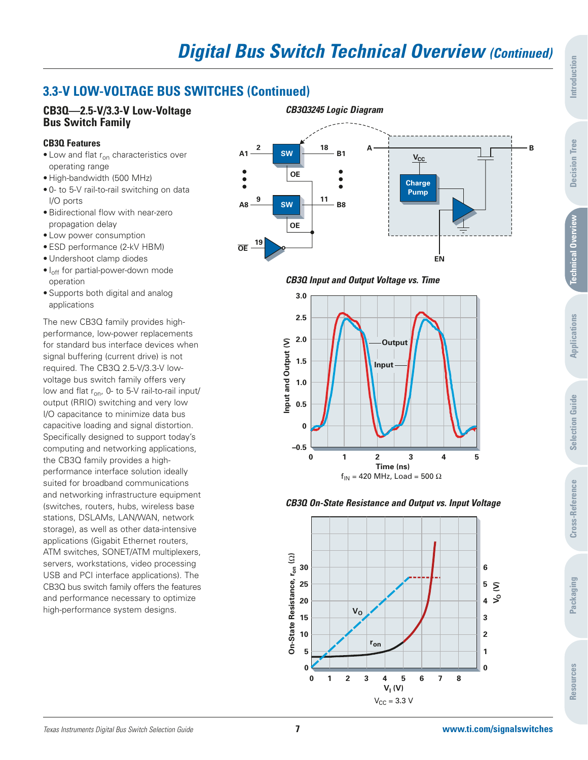## 3.3-V LOW-VOLTAGE BUS SWITCHES (Continued)

### CB3Q—2.5-V/3.3-V Low-Voltage Bus Switch Family

#### CB3Q Features

- Low and flat $r_{on}$ characteristics over operating range
- High-bandwidth (500 MHz)
- 0- to 5-V rail-to-rail switching on data I/O ports
- Bidirectional flow with near-zero propagation delay
- Low power consumption
- ESD performance (2-kV HBM)
- Undershoot clamp diodes
- $I_{off}$ for partial-power-down mode operation
- Supports both digital and analog applications

The new CB3Q family provides high-performance, low-power replacements for standard bus interface devices when signal buffering (current drive) is not required. The CB3Q 2.5-V/3.3-V low-voltage bus switch family offers very low and flat $r_{on}$, 0- to 5-V rail-to-rail input/output (RRIO) switching and very low I/O capacitance to minimize data bus capacitive loading and signal distortion. Specifically designed to support today's computing and networking applications, the CB3Q family provides a high-performance interface solution ideally suited for broadband communications and networking infrastructure equipment (switches, routers, hubs, wireless base stations, DSLAMs, LAN/WAN, network storage), as well as other data-intensive applications (Gigabit Ethernet routers, ATM switches, SONET/ATM multiplexers, servers, workstations, video processing USB and PCI interface applications). The CB3Q bus switch family offers the features and performance necessary to optimize high-performance system designs.

*CB3Q3245 Logic Diagram*

*CB3Q Input and Output Voltage vs. Time*

$f_{IN}$ = 420 MHz, Load = 500 Ω

*CB3Q On-State Resistance and Output vs. Input Voltage*

$V_{CC}$ = 3.3 V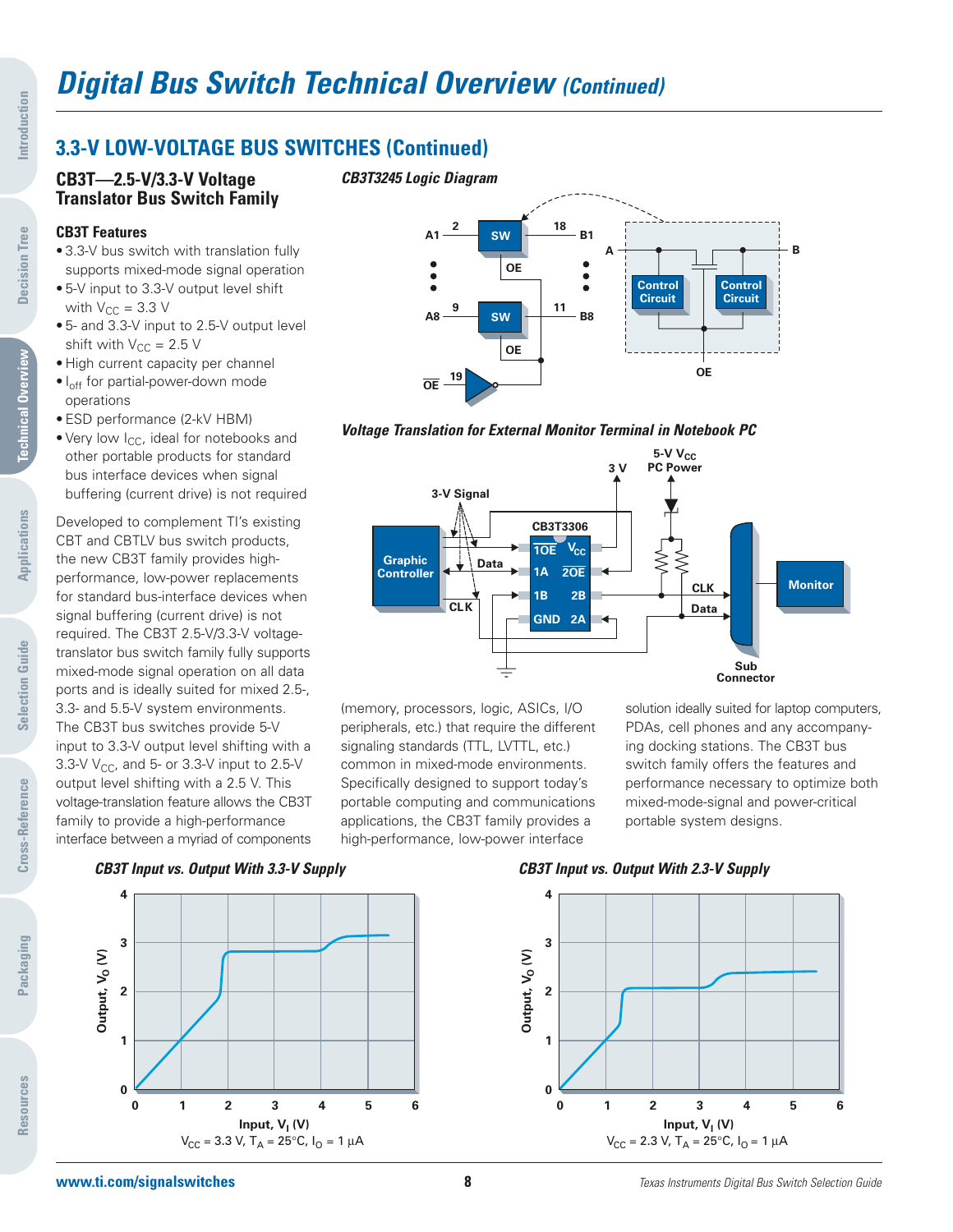# Digital Bus Switch Technical Overview *(Continued)*

## 3.3-V LOW-VOLTAGE BUS SWITCHES (Continued)

### CB3T—2.5-V/3.3-V Voltage Translator Bus Switch Family

#### CB3T Features

- 3.3-V bus switch with translation fully supports mixed-mode signal operation
- 5-V input to 3.3-V output level shift with $V_{CC}$ = 3.3 V
- 5- and 3.3-V input to 2.5-V output level shift with $V_{CC}$ = 2.5 V
- High current capacity per channel
- $I_{off}$ for partial-power-down mode operations
- ESD performance (2-kV HBM)
- Very low $I_{CC}$, ideal for notebooks and other portable products for standard bus interface devices when signal buffering (current drive) is not required

Developed to complement TI's existing CBT and CBTLV bus switch products, the new CB3T family provides high-performance, low-power replacements for standard bus-interface devices when signal buffering (current drive) is not required. The CB3T 2.5-V/3.3-V voltage-translator bus switch family fully supports mixed-mode signal operation on all data ports and is ideally suited for mixed 2.5-, 3.3- and 5.5-V system environments. The CB3T bus switches provide 5-V input to 3.3-V output level shifting with a 3.3-V $V_{CC}$, and 5- or 3.3-V input to 2.5-V output level shifting with a 2.5 V. This voltage-translation feature allows the CB3T family to provide a high-performance interface between a myriad of components (memory, processors, logic, ASICs, I/O peripherals, etc.) that require the different signaling standards (TTL, LVTTL, etc.) common in mixed-mode environments. Specifically designed to support today's portable computing and communications applications, the CB3T family provides a high-performance, low-power interface solution ideally suited for laptop computers, PDAs, cell phones and any accompanying docking stations. The CB3T bus switch family switch the features and performance necessary to optimize both mixed-mode-signal and power-critical portable system designs.

*CB3T3245 Logic Diagram*

*Voltage Translation for External Monitor Terminal in Notebook PC*

*CB3T Input vs. Output With 3.3-V Supply*

$V_{CC}$ = 3.3 V, $T_A$ = 25°C, $I_O$ = 1 µA

*CB3T Input vs. Output With 2.3-V Supply*

$V_{CC}$ = 2.3 V, $T_A$ = 25°C, $I_O$ = 1 µA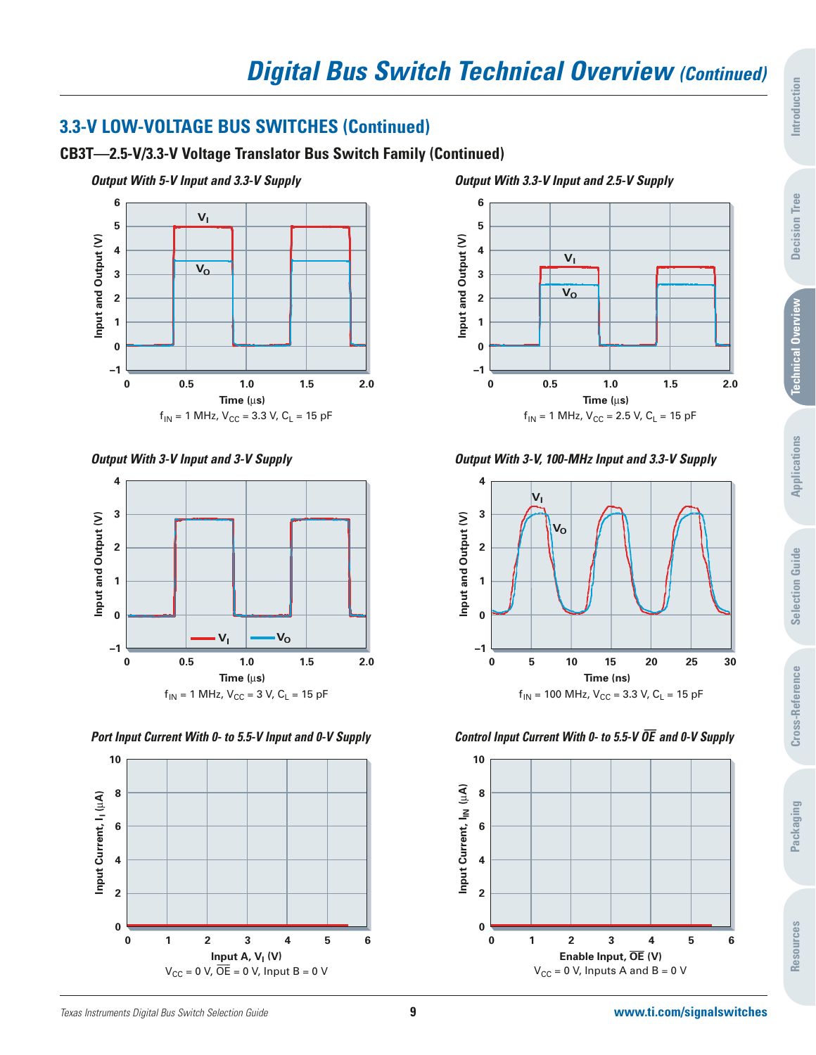## 3.3-V LOW-VOLTAGE BUS SWITCHES (Continued)

### CB3T—2.5-V/3.3-V Voltage Translator Bus Switch Family (Continued)

*Output With 5-V Input and 3.3-V Supply*

$f_{IN}$ = 1 MHz, $V_{CC}$ = 3.3 V, $C_L$ = 15 pF

*Output With 3.3-V Input and 2.5-V Supply*

$f_{IN}$ = 1 MHz, $V_{CC}$ = 2.5 V, $C_L$ = 15 pF

*Output With 3-V Input and 3-V Supply*

$f_{IN}$ = 1 MHz, $V_{CC}$ = 3 V, $C_L$ = 15 pF

*Output With 3-V, 100-MHz Input and 3.3-V Supply*

$f_{IN}$ = 100 MHz, $V_{CC}$ = 3.3 V, $C_L$ = 15 pF

*Port Input Current With 0- to 5.5-V Input and 0-V Supply*

$V_{CC}$ = 0 V, $\overline{OE}$ = 0 V, Input B = 0 V

*Control Input Current With 0- to 5.5-V $\overline{OE}$ and 0-V Supply*

$V_{CC}$ = 0 V, Inputs A and B = 0 V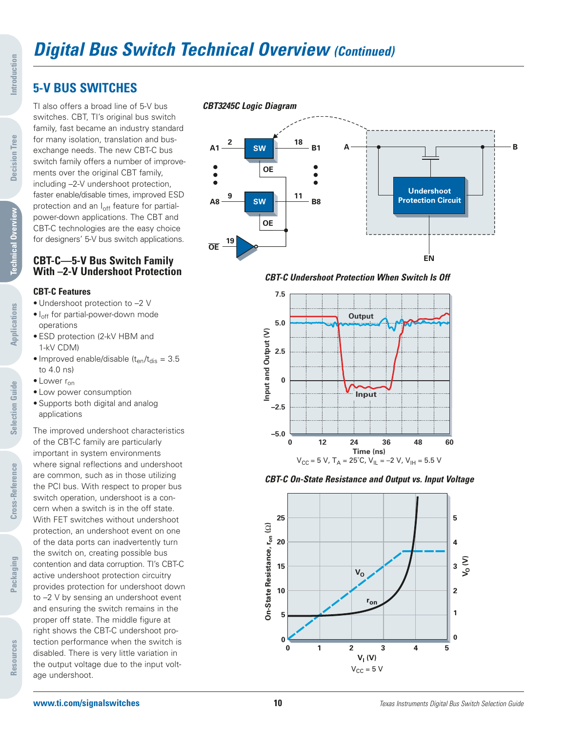# Digital Bus Switch Technical Overview *(Continued)*

## 5-V BUS SWITCHES

TI also offers a broad line of 5-V bus switches. CBT, TI's original bus switch family, fast became an industry standard for many isolation, translation and bus-exchange needs. The new CBT-C bus switch family offers a number of improvements over the original CBT family, including –2-V undershoot protection, faster enable/disable times, improved ESD protection and an $I_{off}$ feature for partial-power-down applications. The CBT and CBT-C technologies are the easy choice for designers' 5-V bus switch applications.

### CBT-C—5-V Bus Switch Family With –2-V Undershoot Protection

#### CBT-C Features

- Undershoot protection to –2 V
- $I_{off}$ for partial-power-down mode operations
- ESD protection (2-kV HBM and 1-kV CDM)
- Improved enable/disable ($t_{en}/t_{dis}$ = 3.5 to 4.0 ns)
- Lower $r_{on}$
- Low power consumption
- Supports both digital and analog applications

The improved undershoot characteristics of the CBT-C family are particularly important in system environments where signal reflections and undershoot are common, such as in those utilizing the PCI bus. With respect to proper bus switch operation, undershoot is a concern when a switch is in the off state. With FET switches without undershoot protection, an undershoot event on one of the data ports can inadvertently turn the switch on, creating possible bus contention and data corruption. TI's CBT-C active undershoot protection circuitry provides protection for undershoot down to –2 V by sensing an undershoot event and ensuring the switch remains in the proper off state. The middle figure at right shows the CBT-C undershoot protection performance when the switch is disabled. There is very little variation in the output voltage due to the input voltage undershoot.

***CBT3245C Logic Diagram***

***CBT-C Undershoot Protection When Switch Is Off***

$V_{CC}$ = 5 V, $T_A$ = 25°C, $V_{IL}$ = –2 V, $V_{IH}$ = 5.5 V

***CBT-C On-State Resistance and Output vs. Input Voltage***

$V_{CC}$ = 5 V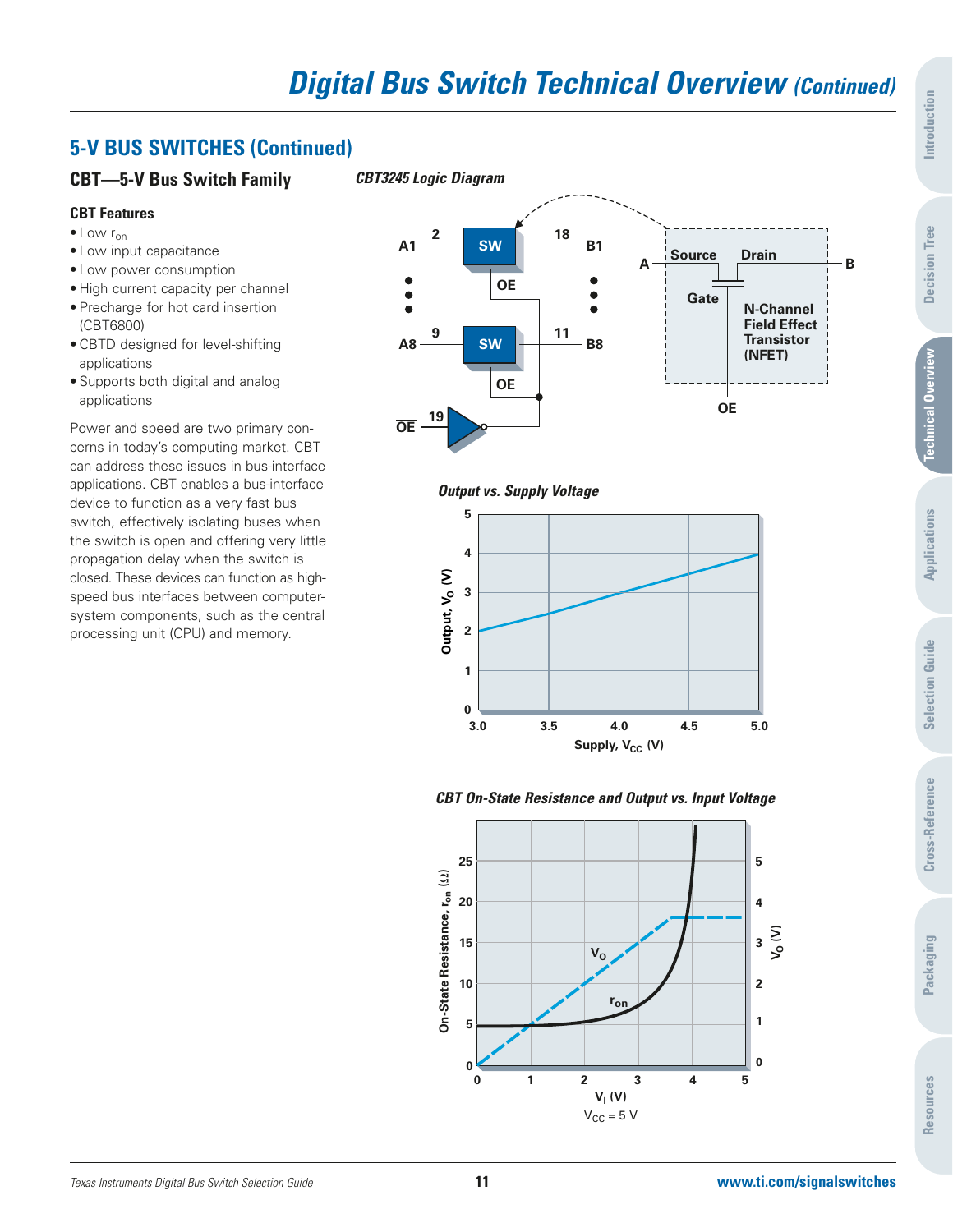## 5-V BUS SWITCHES (Continued)

### CBT—5-V Bus Switch Family

#### CBT Features

- Low $r_{on}$
- Low input capacitance
- Low power consumption
- High current capacity per channel
- Precharge for hot card insertion (CBT6800)
- CBTD designed for level-shifting applications
- Supports both digital and analog applications

Power and speed are two primary concerns in today's computing market. CBT can address these issues in bus-interface applications. CBT enables a bus-interface device to function as a very fast bus switch, effectively isolating buses when the switch is open and offering very little propagation delay when the switch is closed. These devices can function as high-speed bus interfaces between computer-system components, such as the central processing unit (CPU) and memory.

***CBT3245 Logic Diagram***

***Output vs. Supply Voltage***

***CBT On-State Resistance and Output vs. Input Voltage***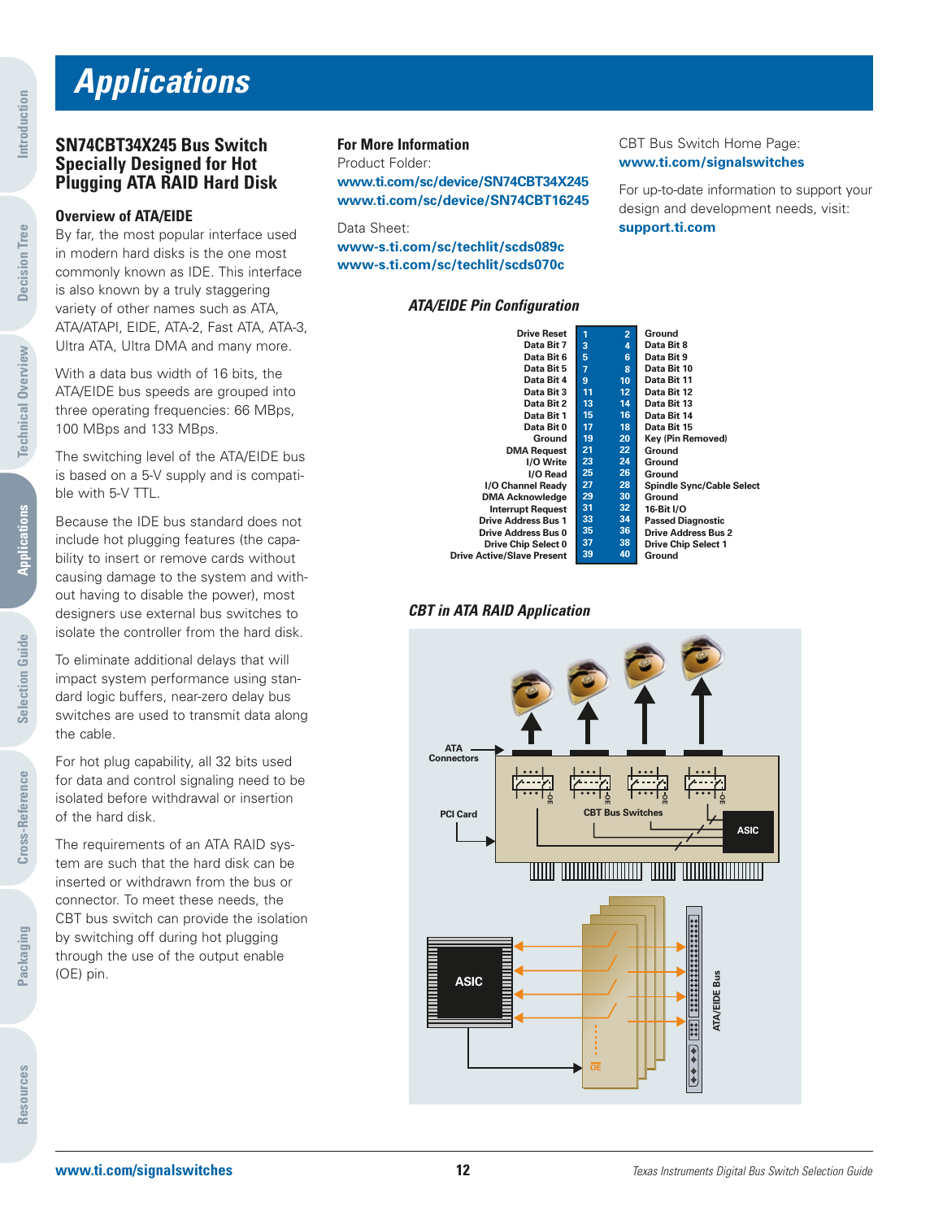# Applications

## SN74CBT34X245 Bus Switch Specially Designed for Hot Plugging ATA RAID Hard Disk

### Overview of ATA/EIDE

By far, the most popular interface used in modern hard disks is the one most commonly known as IDE. This interface is also known by a truly staggering variety of other names such as ATA, ATA/ATAPI, EIDE, ATA-2, Fast ATA, ATA-3, Ultra ATA, Ultra DMA and many more.

With a data bus width of 16 bits, the ATA/EIDE bus speeds are grouped into three operating frequencies: 66 MBps, 100 MBps and 133 MBps.

The switching level of the ATA/EIDE bus is based on a 5-V supply and is compatible with 5-V TTL.

Because the IDE bus standard does not include hot plugging features (the capability to insert or remove cards without causing damage to the system and without having to disable the power), most designers use external bus switches to isolate the controller from the hard disk.

To eliminate additional delays that will impact system performance using standard logic buffers, near-zero delay bus switches are used to transmit data along the cable.

For hot plug capability, all 32 bits used for data and control signaling need to be isolated before withdrawal or insertion of the hard disk.

The requirements of an ATA RAID system are such that the hard disk can be inserted or withdrawn from the bus or connector. To meet these needs, the CBT bus switch can provide the isolation by switching off during hot plugging through the use of the output enable (OE) pin.

### For More Information

Product Folder:
**www.ti.com/sc/device/SN74CBT34X245**
**www.ti.com/sc/device/SN74CBT16245**

Data Sheet:
**www-s.ti.com/sc/techlit/scds089c**
**www-s.ti.com/sc/techlit/scds070c**

CBT Bus Switch Home Page:
**www.ti.com/signalswitches**

For up-to-date information to support your design and development needs, visit:
**support.ti.com**

### ATA/EIDE Pin Configuration

| Signal | Pin | Pin | Signal |
|---|---|---|---|
| Drive Reset | 1 | 2 | Ground |
| Data Bit 7 | 3 | 4 | Data Bit 8 |
| Data Bit 6 | 5 | 6 | Data Bit 9 |
| Data Bit 5 | 7 | 8 | Data Bit 10 |
| Data Bit 4 | 9 | 10 | Data Bit 11 |
| Data Bit 3 | 11 | 12 | Data Bit 12 |
| Data Bit 2 | 13 | 14 | Data Bit 13 |
| Data Bit 1 | 15 | 16 | Data Bit 14 |
| Data Bit 0 | 17 | 18 | Data Bit 15 |
| Ground | 19 | 20 | Key (Pin Removed) |
| DMA Request | 21 | 22 | Ground |
| I/O Write | 23 | 24 | Ground |
| I/O Read | 25 | 26 | Ground |
| I/O Channel Ready | 27 | 28 | Spindle Sync/Cable Select |
| DMA Acknowledge | 29 | 30 | Ground |
| Interrupt Request | 31 | 32 | 16-Bit I/O |
| Drive Address Bus 1 | 33 | 34 | Passed Diagnostic |
| Drive Address Bus 0 | 35 | 36 | Drive Address Bus 2 |
| Drive Chip Select 0 | 37 | 38 | Drive Chip Select 1 |
| Drive Active/Slave Present | 39 | 40 | Ground |

### CBT in ATA RAID Application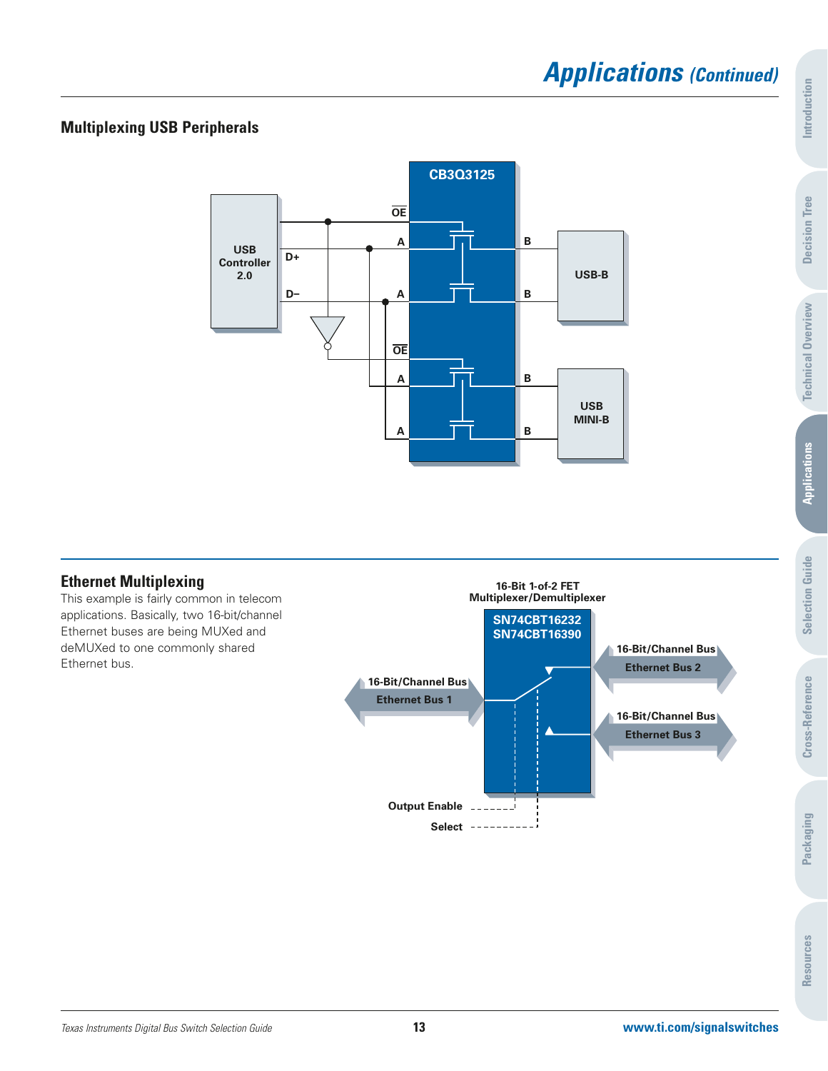## Multiplexing USB Peripherals

CB3Q3125

OE

A

B

USB Controller 2.0

D+

D–

A

B

USB-B

OE

A

B

USB MINI-B

A

B

## Ethernet Multiplexing

This example is fairly common in telecom applications. Basically, two 16-bit/channel Ethernet buses are being MUXed and deMUXed to one commonly shared Ethernet bus.

16-Bit 1-of-2 FET Multiplexer/Demultiplexer

SN74CBT16232
SN74CBT16390

16-Bit/Channel Bus
Ethernet Bus 1

16-Bit/Channel Bus
Ethernet Bus 2

16-Bit/Channel Bus
Ethernet Bus 3

Output Enable

Select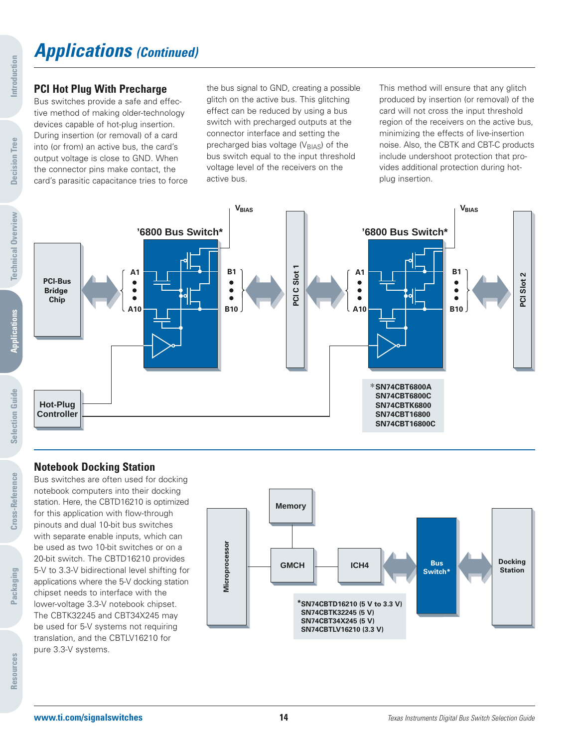# Applications (Continued)

## PCI Hot Plug With Precharge

Bus switches provide a safe and effective method of making older-technology devices capable of hot-plug insertion. During insertion (or removal) of a card into (or from) an active bus, the card's output voltage is close to GND. When the connector pins make contact, the card's parasitic capacitance tries to force the bus signal to GND, creating a possible glitch on the active bus. This glitching effect can be reduced by using a bus switch with precharged outputs at the connector interface and setting the precharged bias voltage ($V_{BIAS}$) of the bus switch equal to the input threshold voltage level of the receivers on the active bus.

This method will ensure that any glitch produced by insertion (or removal) of the card will not cross the input threshold region of the receivers on the active bus, minimizing the effects of live-insertion noise. Also, the CBTK and CBT-C products include undershoot protection that provides additional protection during hot-plug insertion.

$V_{BIAS}$

'6800 Bus Switch*

PCI-Bus Bridge Chip

A1 ... A10

B1 ... B10

PCI C Slot 1

PCI Slot 2

Hot-Plug Controller

*SN74CBT6800A
SN74CBT6800C
SN74CBTK6800
SN74CBT16800
SN74CBT16800C

## Notebook Docking Station

Bus switches are often used for docking notebook computers into their docking station. Here, the CBTD16210 is optimized for this application with flow-through pinouts and dual 10-bit bus switches with separate enable inputs, which can be used as two 10-bit switches or on a 20-bit switch. The CBTD16210 provides 5-V to 3.3-V bidirectional level shifting for applications where the 5-V docking station chipset needs to interface with the lower-voltage 3.3-V notebook chipset. The CBTK32245 and CBT34X245 may be used for 5-V systems not requiring translation, and the CBTLV16210 for pure 3.3-V systems.

Microprocessor

Memory

GMCH

ICH4

Bus Switch*

Docking Station

*SN74CBTD16210 (5 V to 3.3 V)
SN74CBTK32245 (5 V)
SN74CBT34X245 (5 V)
SN74CBTLV16210 (3.3 V)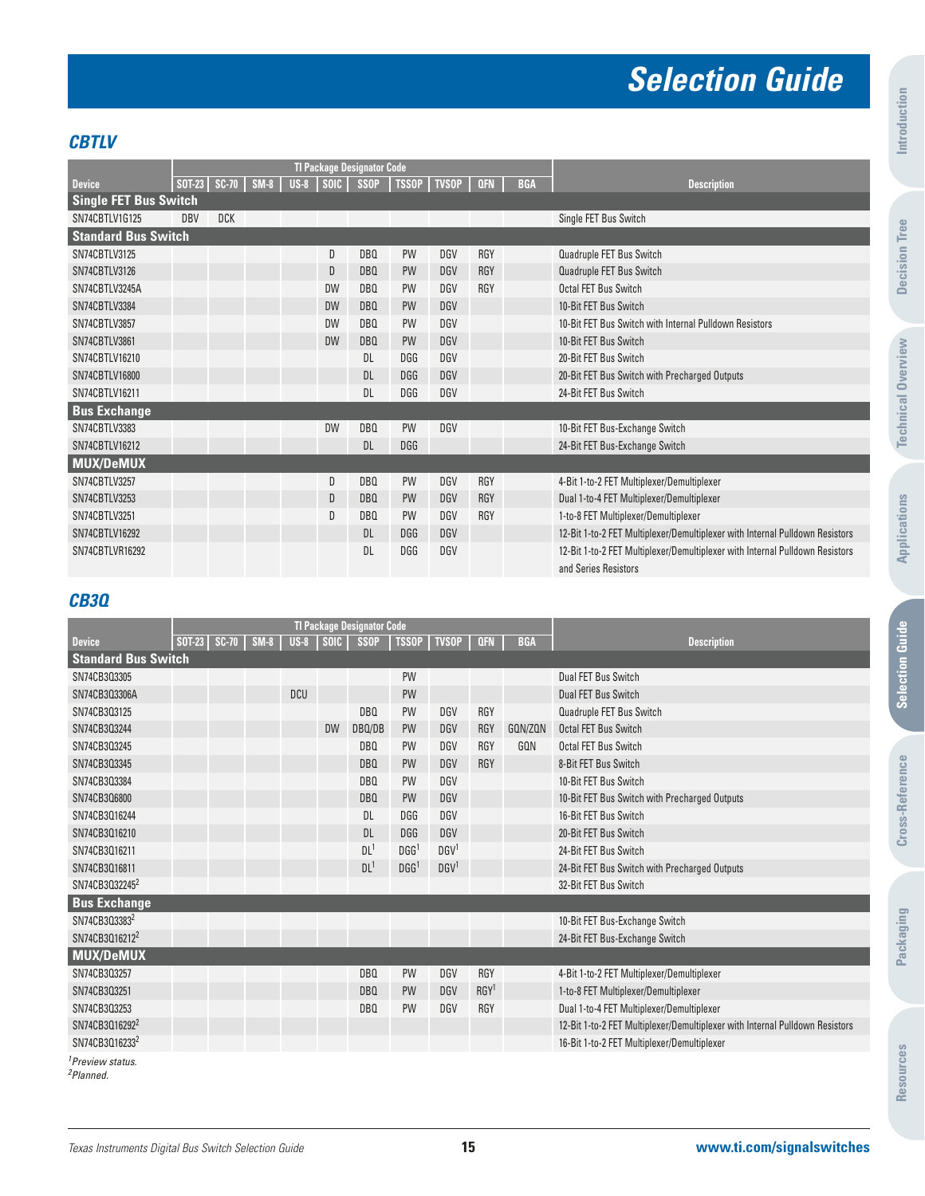# Selection Guide

## CBTLV

| Device | TI Package Designator Code | | | | | | | | | | Description |
|---|---|---|---|---|---|---|---|---|---|---|---|
| | SOT-23 | SC-70 | SM-8 | US-8 | SOIC | SSOP | TSSOP | TVSOP | QFN | BGA | |
| **Single FET Bus Switch** | | | | | | | | | | | |
| SN74CBTLV1G125 | DBV | DCK | | | | | | | | | Single FET Bus Switch |
| **Standard Bus Switch** | | | | | | | | | | | |
| SN74CBTLV3125 | | | | | D | DBQ | PW | DGV | RGY | | Quadruple FET Bus Switch |
| SN74CBTLV3126 | | | | | D | DBQ | PW | DGV | RGY | | Quadruple FET Bus Switch |
| SN74CBTLV3245A | | | | | DW | DBQ | PW | DGV | RGY | | Octal FET Bus Switch |
| SN74CBTLV3384 | | | | | DW | DBQ | PW | DGV | | | 10-Bit FET Bus Switch |
| SN74CBTLV3857 | | | | | DW | DBQ | PW | DGV | | | 10-Bit FET Bus Switch with Internal Pulldown Resistors |
| SN74CBTLV3861 | | | | | DW | DBQ | PW | DGV | | | 10-Bit FET Bus Switch |
| SN74CBTLV16210 | | | | | | DL | DGG | DGV | | | 20-Bit FET Bus Switch |
| SN74CBTLV16800 | | | | | | DL | DGG | DGV | | | 20-Bit FET Bus Switch with Precharged Outputs |
| SN74CBTLV16211 | | | | | | DL | DGG | DGV | | | 24-Bit FET Bus Switch |
| **Bus Exchange** | | | | | | | | | | | |
| SN74CBTLV3383 | | | | | DW | DBQ | PW | DGV | | | 10-Bit FET Bus-Exchange Switch |
| SN74CBTLV16212 | | | | | | DL | DGG | | | | 24-Bit FET Bus-Exchange Switch |
| **MUX/DeMUX** | | | | | | | | | | | |
| SN74CBTLV3257 | | | | | D | DBQ | PW | DGV | RGY | | 4-Bit 1-to-2 FET Multiplexer/Demultiplexer |
| SN74CBTLV3253 | | | | | D | DBQ | PW | DGV | RGY | | Dual 1-to-4 FET Multiplexer/Demultiplexer |
| SN74CBTLV3251 | | | | | D | DBQ | PW | DGV | RGY | | 1-to-8 FET Multiplexer/Demultiplexer |
| SN74CBTLV16292 | | | | | | DL | DGG | DGV | | | 12-Bit 1-to-2 FET Multiplexer/Demultiplexer with Internal Pulldown Resistors |
| SN74CBTLVR16292 | | | | | | DL | DGG | DGV | | | 12-Bit 1-to-2 FET Multiplexer/Demultiplexer with Internal Pulldown Resistors and Series Resistors |

## CB3Q

| Device | TI Package Designator Code | | | | | | | | | | Description |
|---|---|---|---|---|---|---|---|---|---|---|---|
| | SOT-23 | SC-70 | SM-8 | US-8 | SOIC | SSOP | TSSOP | TVSOP | QFN | BGA | |
| **Standard Bus Switch** | | | | | | | | | | | |
| SN74CB3Q3305 | | | | | | | PW | | | | Dual FET Bus Switch |
| SN74CB3Q3306A | | | | DCU | | | PW | | | | Dual FET Bus Switch |
| SN74CB3Q3125 | | | | | | DBQ | PW | DGV | RGY | | Quadruple FET Bus Switch |
| SN74CB3Q3244 | | | | | DW | DBQ/DB | PW | DGV | RGY | GQN/ZQN | Octal FET Bus Switch |
| SN74CB3Q3245 | | | | | | DBQ | PW | DGV | RGY | GQN | Octal FET Bus Switch |
| SN74CB3Q3345 | | | | | | DBQ | PW | DGV | RGY | | 8-Bit FET Bus Switch |
| SN74CB3Q3384 | | | | | | DBQ | PW | DGV | | | 10-Bit FET Bus Switch |
| SN74CB3Q6800 | | | | | | DBQ | PW | DGV | | | 10-Bit FET Bus Switch with Precharged Outputs |
| SN74CB3Q16244 | | | | | | DL | DGG | DGV | | | 16-Bit FET Bus Switch |
| SN74CB3Q16210 | | | | | | DL | DGG | DGV | | | 20-Bit FET Bus Switch |
| SN74CB3Q16211 | | | | | | DL[1] | DGG[1] | DGV[1] | | | 24-Bit FET Bus Switch |
| SN74CB3Q16811 | | | | | | DL[1] | DGG[1] | DGV[1] | | | 24-Bit FET Bus Switch with Precharged Outputs |
| SN74CB3Q32245[2] | | | | | | | | | | | 32-Bit FET Bus Switch |
| **Bus Exchange** | | | | | | | | | | | |
| SN74CB3Q3383[2] | | | | | | | | | | | 10-Bit FET Bus-Exchange Switch |
| SN74CB3Q16212[2] | | | | | | | | | | | 24-Bit FET Bus-Exchange Switch |
| **MUX/DeMUX** | | | | | | | | | | | |
| SN74CB3Q3257 | | | | | | DBQ | PW | DGV | RGY | | 4-Bit 1-to-2 FET Multiplexer/Demultiplexer |
| SN74CB3Q3251 | | | | | | DBQ | PW | DGV | RGY[1] | | 1-to-8 FET Multiplexer/Demultiplexer |
| SN74CB3Q3253 | | | | | | DBQ | PW | DGV | RGY | | Dual 1-to-4 FET Multiplexer/Demultiplexer |
| SN74CB3Q16292[2] | | | | | | | | | | | 12-Bit 1-to-2 FET Multiplexer/Demultiplexer with Internal Pulldown Resistors |
| SN74CB3Q16233[2] | | | | | | | | | | | 16-Bit 1-to-2 FET Multiplexer/Demultiplexer |

*[1]Preview status.*
*[2]Planned.*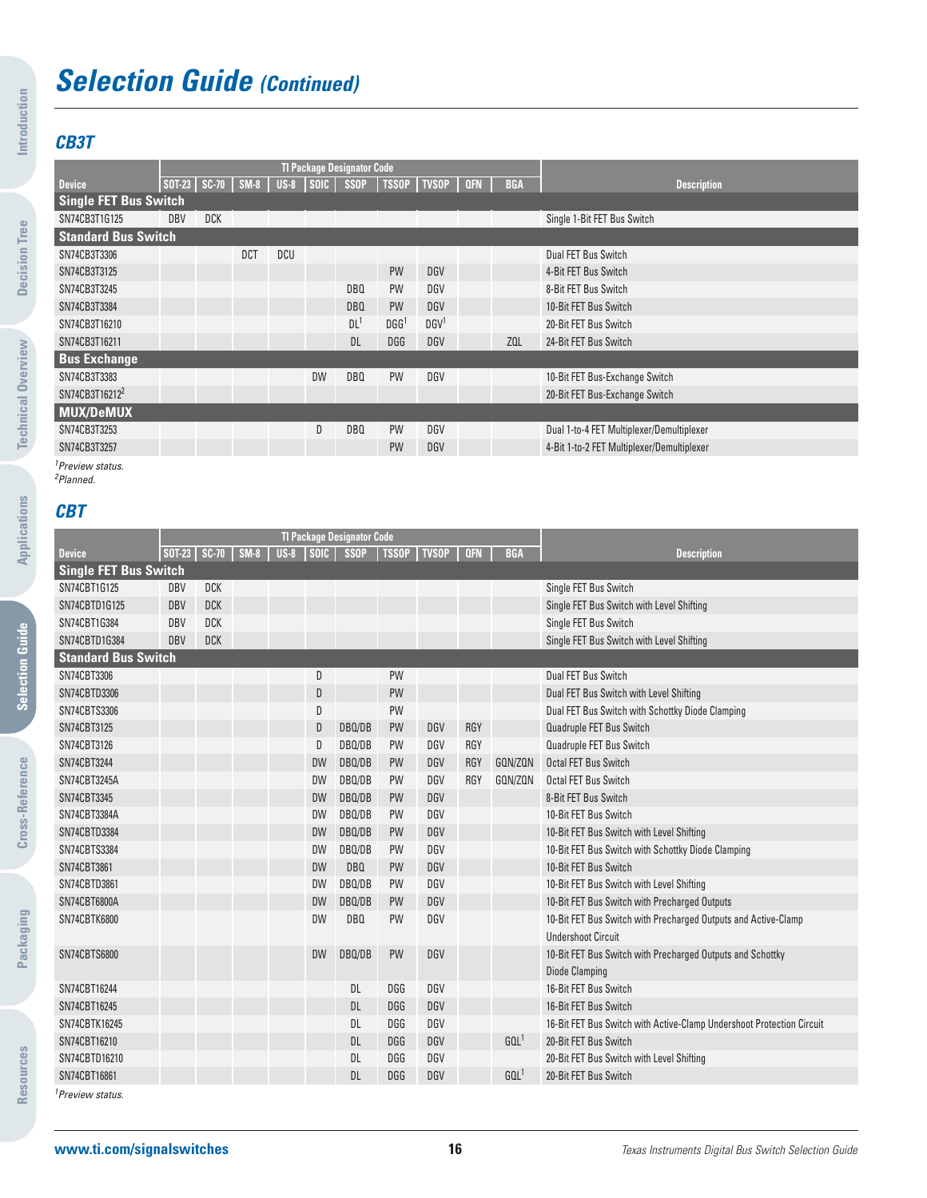# Selection Guide *(Continued)*

## CB3T

| Device | TI Package Designator Code | | | | | | | | | | Description |
|---|---|---|---|---|---|---|---|---|---|---|---|
| | SOT-23 | SC-70 | SM-8 | US-8 | SOIC | SSOP | TSSOP | TVSOP | QFN | BGA | |
| **Single FET Bus Switch** | | | | | | | | | | | |
| SN74CB3T1G125 | DBV | DCK | | | | | | | | | Single 1-Bit FET Bus Switch |
| **Standard Bus Switch** | | | | | | | | | | | |
| SN74CB3T3306 | | | DCT | DCU | | | | | | | Dual FET Bus Switch |
| SN74CB3T3125 | | | | | | | PW | DGV | | | 4-Bit FET Bus Switch |
| SN74CB3T3245 | | | | | | DBQ | PW | DGV | | | 8-Bit FET Bus Switch |
| SN74CB3T3384 | | | | | | DBQ | PW | DGV | | | 10-Bit FET Bus Switch |
| SN74CB3T16210 | | | | | | DL[1] | DGG[1] | DGV[1] | | | 20-Bit FET Bus Switch |
| SN74CB3T16211 | | | | | | DL | DGG | DGV | | ZQL | 24-Bit FET Bus Switch |
| **Bus Exchange** | | | | | | | | | | | |
| SN74CB3T3383 | | | | | DW | DBQ | PW | DGV | | | 10-Bit FET Bus-Exchange Switch |
| SN74CB3T16212[2] | | | | | | | | | | | 20-Bit FET Bus-Exchange Switch |
| **MUX/DeMUX** | | | | | | | | | | | |
| SN74CB3T3253 | | | | | D | DBQ | PW | DGV | | | Dual 1-to-4 FET Multiplexer/Demultiplexer |
| SN74CB3T3257 | | | | | | | PW | DGV | | | 4-Bit 1-to-2 FET Multiplexer/Demultiplexer |

[1]*Preview status.*
[2]*Planned.*

## CBT

| Device | TI Package Designator Code | | | | | | | | | | Description |
|---|---|---|---|---|---|---|---|---|---|---|---|
| | SOT-23 | SC-70 | SM-8 | US-8 | SOIC | SSOP | TSSOP | TVSOP | QFN | BGA | |
| **Single FET Bus Switch** | | | | | | | | | | | |
| SN74CBT1G125 | DBV | DCK | | | | | | | | | Single FET Bus Switch |
| SN74CBTD1G125 | DBV | DCK | | | | | | | | | Single FET Bus Switch with Level Shifting |
| SN74CBT1G384 | DBV | DCK | | | | | | | | | Single FET Bus Switch |
| SN74CBTD1G384 | DBV | DCK | | | | | | | | | Single FET Bus Switch with Level Shifting |
| **Standard Bus Switch** | | | | | | | | | | | |
| SN74CBT3306 | | | | | D | | PW | | | | Dual FET Bus Switch |
| SN74CBTD3306 | | | | | D | | PW | | | | Dual FET Bus Switch with Level Shifting |
| SN74CBTS3306 | | | | | D | | PW | | | | Dual FET Bus Switch with Schottky Diode Clamping |
| SN74CBT3125 | | | | | D | DBQ/DB | PW | DGV | RGY | | Quadruple FET Bus Switch |
| SN74CBT3126 | | | | | D | DBQ/DB | PW | DGV | RGY | | Quadruple FET Bus Switch |
| SN74CBT3244 | | | | | DW | DBQ/DB | PW | DGV | RGY | GQN/ZQN | Octal FET Bus Switch |
| SN74CBT3245A | | | | | DW | DBQ/DB | PW | DGV | RGY | GQN/ZQN | Octal FET Bus Switch |
| SN74CBT3345 | | | | | DW | DBQ/DB | PW | DGV | | | 8-Bit FET Bus Switch |
| SN74CBT3384A | | | | | DW | DBQ/DB | PW | DGV | | | 10-Bit FET Bus Switch |
| SN74CBTD3384 | | | | | DW | DBQ/DB | PW | DGV | | | 10-Bit FET Bus Switch with Level Shifting |
| SN74CBTS3384 | | | | | DW | DBQ/DB | PW | DGV | | | 10-Bit FET Bus Switch with Schottky Diode Clamping |
| SN74CBT3861 | | | | | DW | DBQ | PW | DGV | | | 10-Bit FET Bus Switch |
| SN74CBTD3861 | | | | | DW | DBQ/DB | PW | DGV | | | 10-Bit FET Bus Switch with Level Shifting |
| SN74CBT6800A | | | | | DW | DBQ/DB | PW | DGV | | | 10-Bit FET Bus Switch with Precharged Outputs |
| SN74CBTK6800 | | | | | DW | DBQ | PW | DGV | | | 10-Bit FET Bus Switch with Precharged Outputs and Active-Clamp Undershoot Circuit |
| SN74CBTS6800 | | | | | DW | DBQ/DB | PW | DGV | | | 10-Bit FET Bus Switch with Precharged Outputs and Schottky Diode Clamping |
| SN74CBT16244 | | | | | | DL | DGG | DGV | | | 16-Bit FET Bus Switch |
| SN74CBT16245 | | | | | | DL | DGG | DGV | | | 16-Bit FET Bus Switch |
| SN74CBTK16245 | | | | | | DL | DGG | DGV | | | 16-Bit FET Bus Switch with Active-Clamp Undershoot Protection Circuit |
| SN74CBT16210 | | | | | | DL | DGG | DGV | | GQL[1] | 20-Bit FET Bus Switch |
| SN74CBTD16210 | | | | | | DL | DGG | DGV | | | 20-Bit FET Bus Switch with Level Shifting |
| SN74CBT16861 | | | | | | DL | DGG | DGV | | GQL[1] | 20-Bit FET Bus Switch |

[1]*Preview status.*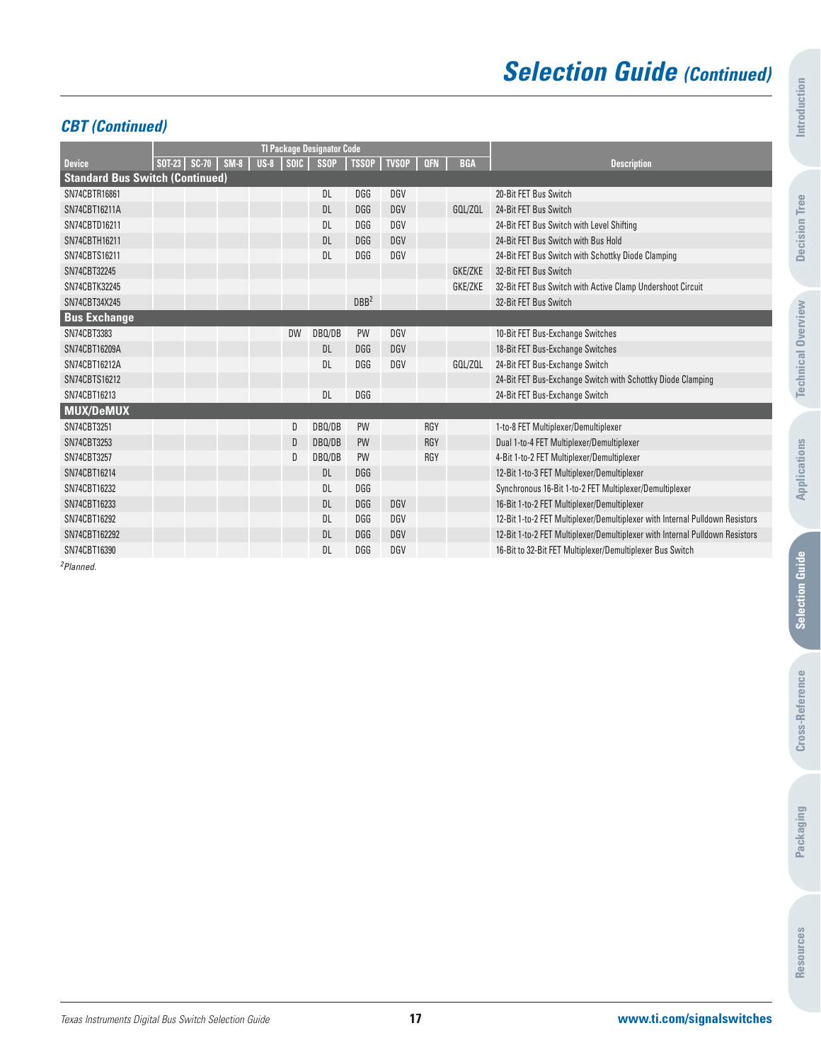# Selection Guide *(Continued)*

## CBT (Continued)

| Device | TI Package Designator Code | | | | | | | | | | Description |
|---|---|---|---|---|---|---|---|---|---|---|---|
| | SOT-23 | SC-70 | SM-8 | US-8 | SOIC | SSOP | TSSOP | TVSOP | QFN | BGA | |
| **Standard Bus Switch (Continued)** | | | | | | | | | | | |
| SN74CBTR16861 | | | | | | DL | DGG | DGV | | | 20-Bit FET Bus Switch |
| SN74CBT16211A | | | | | | DL | DGG | DGV | | GQL/ZQL | 24-Bit FET Bus Switch |
| SN74CBTD16211 | | | | | | DL | DGG | DGV | | | 24-Bit FET Bus Switch with Level Shifting |
| SN74CBTH16211 | | | | | | DL | DGG | DGV | | | 24-Bit FET Bus Switch with Bus Hold |
| SN74CBTS16211 | | | | | | DL | DGG | DGV | | | 24-Bit FET Bus Switch with Schottky Diode Clamping |
| SN74CBT32245 | | | | | | | | | | GKE/ZKE | 32-Bit FET Bus Switch |
| SN74CBTK32245 | | | | | | | | | | GKE/ZKE | 32-Bit FET Bus Switch with Active Clamp Undershoot Circuit |
| SN74CBT34X245 | | | | | | | DBB[2] | | | | 32-Bit FET Bus Switch |
| **Bus Exchange** | | | | | | | | | | | |
| SN74CBT3383 | | | | | DW | DBQ/DB | PW | DGV | | | 10-Bit FET Bus-Exchange Switches |
| SN74CBT16209A | | | | | | DL | DGG | DGV | | | 18-Bit FET Bus-Exchange Switches |
| SN74CBT16212A | | | | | | DL | DGG | DGV | | GQL/ZQL | 24-Bit FET Bus-Exchange Switch |
| SN74CBTS16212 | | | | | | | | | | | 24-Bit FET Bus-Exchange Switch with Schottky Diode Clamping |
| SN74CBT16213 | | | | | | DL | DGG | | | | 24-Bit FET Bus-Exchange Switch |
| **MUX/DeMUX** | | | | | | | | | | | |
| SN74CBT3251 | | | | | D | DBQ/DB | PW | | RGY | | 1-to-8 FET Multiplexer/Demultiplexer |
| SN74CBT3253 | | | | | D | DBQ/DB | PW | | RGY | | Dual 1-to-4 FET Multiplexer/Demultiplexer |
| SN74CBT3257 | | | | | D | DBQ/DB | PW | | RGY | | 4-Bit 1-to-2 FET Multiplexer/Demultiplexer |
| SN74CBT16214 | | | | | | DL | DGG | | | | 12-Bit 1-to-3 FET Multiplexer/Demultiplexer |
| SN74CBT16232 | | | | | | DL | DGG | | | | Synchronous 16-Bit 1-to-2 FET Multiplexer/Demultiplexer |
| SN74CBT16233 | | | | | | DL | DGG | DGV | | | 16-Bit 1-to-2 FET Multiplexer/Demultiplexer |
| SN74CBT16292 | | | | | | DL | DGG | DGV | | | 12-Bit 1-to-2 FET Multiplexer/Demultiplexer with Internal Pulldown Resistors |
| SN74CBT162292 | | | | | | DL | DGG | DGV | | | 12-Bit 1-to-2 FET Multiplexer/Demultiplexer with Internal Pulldown Resistors |
| SN74CBT16390 | | | | | | DL | DGG | DGV | | | 16-Bit to 32-Bit FET Multiplexer/Demultiplexer Bus Switch |

[2]*Planned.*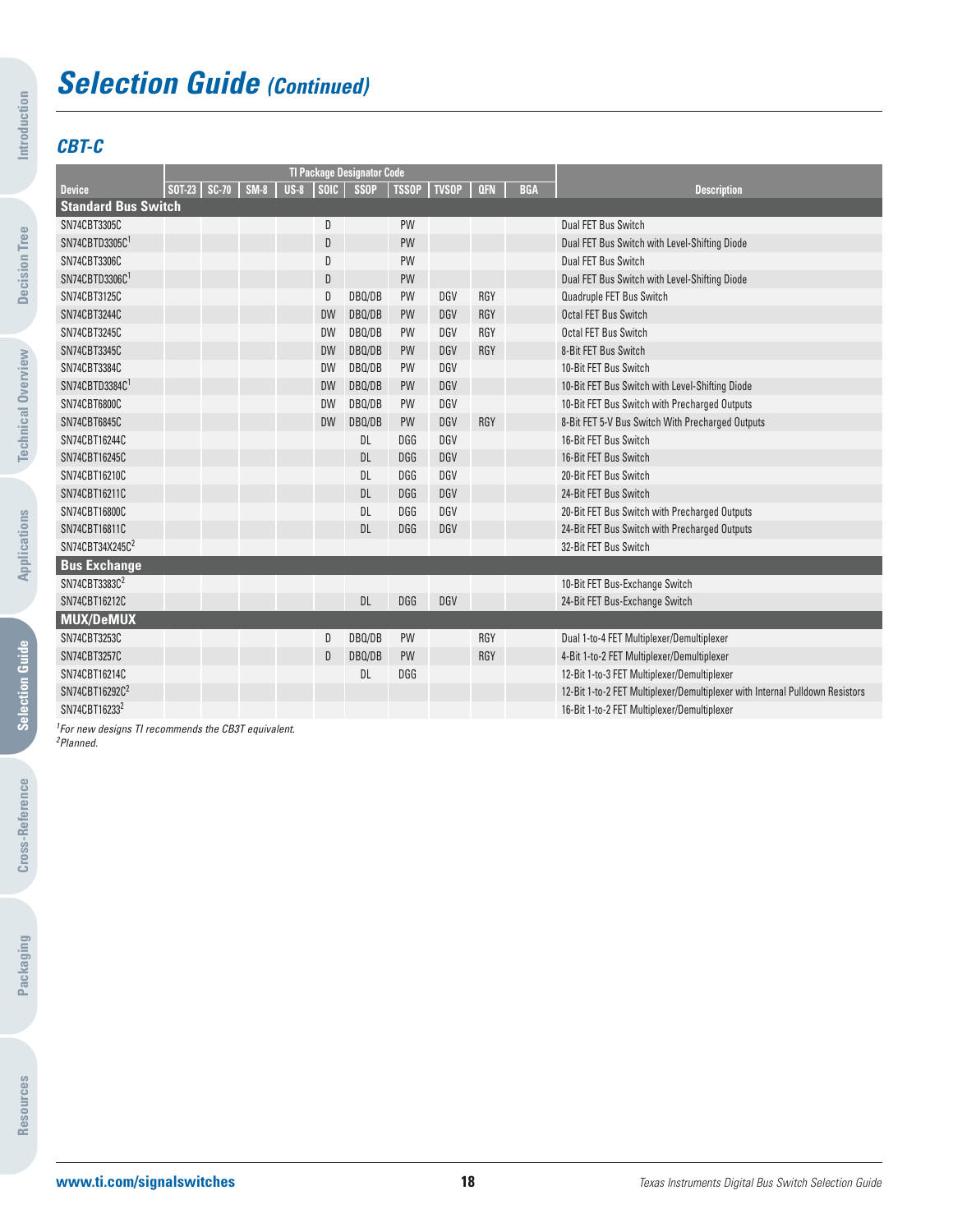# Selection Guide *(Continued)*

### *CBT-C*

| Device | TI Package Designator Code | | | | | | | | | | Description |
|---|---|---|---|---|---|---|---|---|---|---|---|
| | SOT-23 | SC-70 | SM-8 | US-8 | SOIC | SSOP | TSSOP | TVSOP | QFN | BGA | |
| **Standard Bus Switch** | | | | | | | | | | | |
| SN74CBT3305C | | | | | D | | PW | | | | Dual FET Bus Switch |
| SN74CBTD3305C[1] | | | | | D | | PW | | | | Dual FET Bus Switch with Level-Shifting Diode |
| SN74CBT3306C | | | | | D | | PW | | | | Dual FET Bus Switch |
| SN74CBTD3306C[1] | | | | | D | | PW | | | | Dual FET Bus Switch with Level-Shifting Diode |
| SN74CBT3125C | | | | | D | DBQ/DB | PW | DGV | RGY | | Quadruple FET Bus Switch |
| SN74CBT3244C | | | | | DW | DBQ/DB | PW | DGV | RGY | | Octal FET Bus Switch |
| SN74CBT3245C | | | | | DW | DBQ/DB | PW | DGV | RGY | | Octal FET Bus Switch |
| SN74CBT3345C | | | | | DW | DBQ/DB | PW | DGV | RGY | | 8-Bit FET Bus Switch |
| SN74CBT3384C | | | | | DW | DBQ/DB | PW | DGV | | | 10-Bit FET Bus Switch |
| SN74CBTD3384C[1] | | | | | DW | DBQ/DB | PW | DGV | | | 10-Bit FET Bus Switch with Level-Shifting Diode |
| SN74CBT6800C | | | | | DW | DBQ/DB | PW | DGV | | | 10-Bit FET Bus Switch with Precharged Outputs |
| SN74CBT6845C | | | | | DW | DBQ/DB | PW | DGV | RGY | | 8-Bit FET 5-V Bus Switch With Precharged Outputs |
| SN74CBT16244C | | | | | | DL | DGG | DGV | | | 16-Bit FET Bus Switch |
| SN74CBT16245C | | | | | | DL | DGG | DGV | | | 16-Bit FET Bus Switch |
| SN74CBT16210C | | | | | | DL | DGG | DGV | | | 20-Bit FET Bus Switch |
| SN74CBT16211C | | | | | | DL | DGG | DGV | | | 24-Bit FET Bus Switch |
| SN74CBT16800C | | | | | | DL | DGG | DGV | | | 20-Bit FET Bus Switch with Precharged Outputs |
| SN74CBT16811C | | | | | | DL | DGG | DGV | | | 24-Bit FET Bus Switch with Precharged Outputs |
| SN74CBT34X245C[2] | | | | | | | | | | | 32-Bit FET Bus Switch |
| **Bus Exchange** | | | | | | | | | | | |
| SN74CBT3383C[2] | | | | | | | | | | | 10-Bit FET Bus-Exchange Switch |
| SN74CBT16212C | | | | | | DL | DGG | DGV | | | 24-Bit FET Bus-Exchange Switch |
| **MUX/DeMUX** | | | | | | | | | | | |
| SN74CBT3253C | | | | | D | DBQ/DB | PW | | RGY | | Dual 1-to-4 FET Multiplexer/Demultiplexer |
| SN74CBT3257C | | | | | D | DBQ/DB | PW | | RGY | | 4-Bit 1-to-2 FET Multiplexer/Demultiplexer |
| SN74CBT16214C | | | | | | DL | DGG | | | | 12-Bit 1-to-3 FET Multiplexer/Demultiplexer |
| SN74CBT16292C[2] | | | | | | | | | | | 12-Bit 1-to-2 FET Multiplexer/Demultiplexer with Internal Pulldown Resistors |
| SN74CBT16233[2] | | | | | | | | | | | 16-Bit 1-to-2 FET Multiplexer/Demultiplexer |

*[1]For new designs TI recommends the CB3T equivalent.*
*[2]Planned.*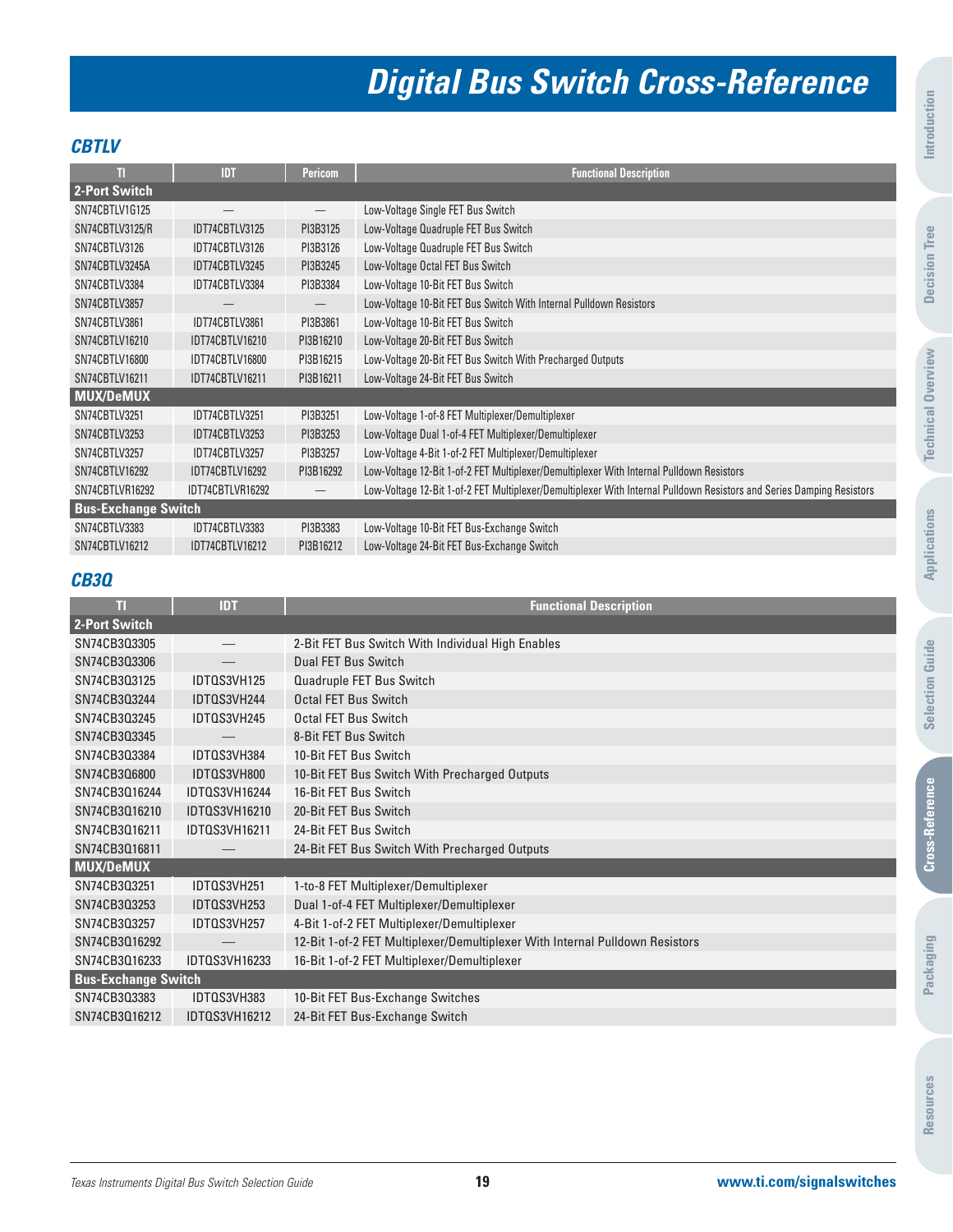# Digital Bus Switch Cross-Reference

## CBTLV

| TI | IDT | Pericom | Functional Description |
|---|---|---|---|
| **2-Port Switch** | | | |
| SN74CBTLV1G125 | — | — | Low-Voltage Single FET Bus Switch |
| SN74CBTLV3125/R | IDT74CBTLV3125 | PI3B3125 | Low-Voltage Quadruple FET Bus Switch |
| SN74CBTLV3126 | IDT74CBTLV3126 | PI3B3126 | Low-Voltage Quadruple FET Bus Switch |
| SN74CBTLV3245A | IDT74CBTLV3245 | PI3B3245 | Low-Voltage Octal FET Bus Switch |
| SN74CBTLV3384 | IDT74CBTLV3384 | PI3B3384 | Low-Voltage 10-Bit FET Bus Switch |
| SN74CBTLV3857 | — | — | Low-Voltage 10-Bit FET Bus Switch With Internal Pulldown Resistors |
| SN74CBTLV3861 | IDT74CBTLV3861 | PI3B3861 | Low-Voltage 10-Bit FET Bus Switch |
| SN74CBTLV16210 | IDT74CBTLV16210 | PI3B16210 | Low-Voltage 20-Bit FET Bus Switch |
| SN74CBTLV16800 | IDT74CBTLV16800 | PI3B16215 | Low-Voltage 20-Bit FET Bus Switch With Precharged Outputs |
| SN74CBTLV16211 | IDT74CBTLV16211 | PI3B16211 | Low-Voltage 24-Bit FET Bus Switch |
| **MUX/DeMUX** | | | |
| SN74CBTLV3251 | IDT74CBTLV3251 | PI3B3251 | Low-Voltage 1-of-8 FET Multiplexer/Demultiplexer |
| SN74CBTLV3253 | IDT74CBTLV3253 | PI3B3253 | Low-Voltage Dual 1-of-4 FET Multiplexer/Demultiplexer |
| SN74CBTLV3257 | IDT74CBTLV3257 | PI3B3257 | Low-Voltage 4-Bit 1-of-2 FET Multiplexer/Demultiplexer |
| SN74CBTLV16292 | IDT74CBTLV16292 | PI3B16292 | Low-Voltage 12-Bit 1-of-2 FET Multiplexer/Demultiplexer With Internal Pulldown Resistors |
| SN74CBTLVR16292 | IDT74CBTLVR16292 | — | Low-Voltage 12-Bit 1-of-2 FET Multiplexer/Demultiplexer With Internal Pulldown Resistors and Series Damping Resistors |
| **Bus-Exchange Switch** | | | |
| SN74CBTLV3383 | IDT74CBTLV3383 | PI3B3383 | Low-Voltage 10-Bit FET Bus-Exchange Switch |
| SN74CBTLV16212 | IDT74CBTLV16212 | PI3B16212 | Low-Voltage 24-Bit FET Bus-Exchange Switch |

## CB3Q

| TI | IDT | Functional Description |
|---|---|---|
| **2-Port Switch** | | |
| SN74CB3Q3305 | — | 2-Bit FET Bus Switch With Individual High Enables |
| SN74CB3Q3306 | — | Dual FET Bus Switch |
| SN74CB3Q3125 | IDTQS3VH125 | Quadruple FET Bus Switch |
| SN74CB3Q3244 | IDTQS3VH244 | Octal FET Bus Switch |
| SN74CB3Q3245 | IDTQS3VH245 | Octal FET Bus Switch |
| SN74CB3Q3345 | — | 8-Bit FET Bus Switch |
| SN74CB3Q3384 | IDTQS3VH384 | 10-Bit FET Bus Switch |
| SN74CB3Q6800 | IDTQS3VH800 | 10-Bit FET Bus Switch With Precharged Outputs |
| SN74CB3Q16244 | IDTQS3VH16244 | 16-Bit FET Bus Switch |
| SN74CB3Q16210 | IDTQS3VH16210 | 20-Bit FET Bus Switch |
| SN74CB3Q16211 | IDTQS3VH16211 | 24-Bit FET Bus Switch |
| SN74CB3Q16811 | — | 24-Bit FET Bus Switch With Precharged Outputs |
| **MUX/DeMUX** | | |
| SN74CB3Q3251 | IDTQS3VH251 | 1-to-8 FET Multiplexer/Demultiplexer |
| SN74CB3Q3253 | IDTQS3VH253 | Dual 1-of-4 FET Multiplexer/Demultiplexer |
| SN74CB3Q3257 | IDTQS3VH257 | 4-Bit 1-of-2 FET Multiplexer/Demultiplexer |
| SN74CB3Q16292 | — | 12-Bit 1-of-2 FET Multiplexer/Demultiplexer With Internal Pulldown Resistors |
| SN74CB3Q16233 | IDTQS3VH16233 | 16-Bit 1-of-2 FET Multiplexer/Demultiplexer |
| **Bus-Exchange Switch** | | |
| SN74CB3Q3383 | IDTQS3VH383 | 10-Bit FET Bus-Exchange Switches |
| SN74CB3Q16212 | IDTQS3VH16212 | 24-Bit FET Bus-Exchange Switch |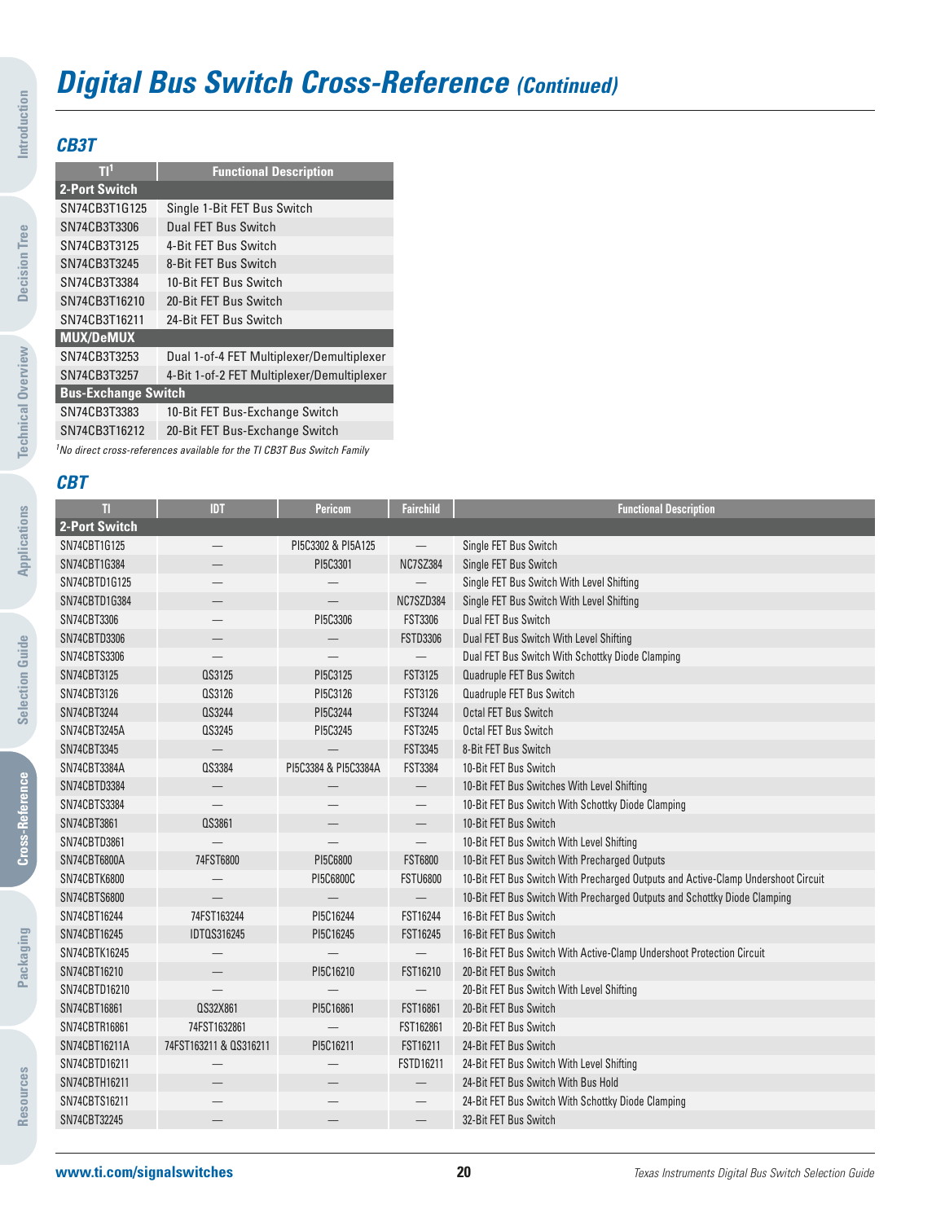# Digital Bus Switch Cross-Reference *(Continued)*

### CB3T

| TI[1] | Functional Description |
|---|---|
| **2-Port Switch** | |
| SN74CB3T1G125 | Single 1-Bit FET Bus Switch |
| SN74CB3T3306 | Dual FET Bus Switch |
| SN74CB3T3125 | 4-Bit FET Bus Switch |
| SN74CB3T3245 | 8-Bit FET Bus Switch |
| SN74CB3T3384 | 10-Bit FET Bus Switch |
| SN74CB3T16210 | 20-Bit FET Bus Switch |
| SN74CB3T16211 | 24-Bit FET Bus Switch |
| **MUX/DeMUX** | |
| SN74CB3T3253 | Dual 1-of-4 FET Multiplexer/Demultiplexer |
| SN74CB3T3257 | 4-Bit 1-of-2 FET Multiplexer/Demultiplexer |
| **Bus-Exchange Switch** | |
| SN74CB3T3383 | 10-Bit FET Bus-Exchange Switch |
| SN74CB3T16212 | 20-Bit FET Bus-Exchange Switch |

*[1]No direct cross-references available for the TI CB3T Bus Switch Family*

### CBT

| TI | IDT | Pericom | Fairchild | Functional Description |
|---|---|---|---|---|
| **2-Port Switch** | | | | |
| SN74CBT1G125 | — | PI5C3302 & PI5A125 | — | Single FET Bus Switch |
| SN74CBT1G384 | — | PI5C3301 | NC7SZ384 | Single FET Bus Switch |
| SN74CBTD1G125 | — | — | — | Single FET Bus Switch With Level Shifting |
| SN74CBTD1G384 | — | — | NC7SZD384 | Single FET Bus Switch With Level Shifting |
| SN74CBT3306 | — | PI5C3306 | FST3306 | Dual FET Bus Switch |
| SN74CBTD3306 | — | — | FSTD3306 | Dual FET Bus Switch With Level Shifting |
| SN74CBTS3306 | — | — | — | Dual FET Bus Switch With Schottky Diode Clamping |
| SN74CBT3125 | QS3125 | PI5C3125 | FST3125 | Quadruple FET Bus Switch |
| SN74CBT3126 | QS3126 | PI5C3126 | FST3126 | Quadruple FET Bus Switch |
| SN74CBT3244 | QS3244 | PI5C3244 | FST3244 | Octal FET Bus Switch |
| SN74CBT3245A | QS3245 | PI5C3245 | FST3245 | Octal FET Bus Switch |
| SN74CBT3345 | — | — | FST3345 | 8-Bit FET Bus Switch |
| SN74CBT3384A | QS3384 | PI5C3384 & PI5C3384A | FST3384 | 10-Bit FET Bus Switch |
| SN74CBTD3384 | — | — | — | 10-Bit FET Bus Switches With Level Shifting |
| SN74CBTS3384 | — | — | — | 10-Bit FET Bus Switch With Schottky Diode Clamping |
| SN74CBT3861 | QS3861 | — | — | 10-Bit FET Bus Switch |
| SN74CBTD3861 | — | — | — | 10-Bit FET Bus Switch With Level Shifting |
| SN74CBT6800A | 74FST6800 | PI5C6800 | FST6800 | 10-Bit FET Bus Switch With Precharged Outputs |
| SN74CBTK6800 | — | PI5C6800C | FSTU6800 | 10-Bit FET Bus Switch With Precharged Outputs and Active-Clamp Undershoot Circuit |
| SN74CBTS6800 | — | — | — | 10-Bit FET Bus Switch With Precharged Outputs and Schottky Diode Clamping |
| SN74CBT16244 | 74FST163244 | PI5C16244 | FST16244 | 16-Bit FET Bus Switch |
| SN74CBT16245 | IDTQS316245 | PI5C16245 | FST16245 | 16-Bit FET Bus Switch |
| SN74CBTK16245 | — | — | — | 16-Bit FET Bus Switch With Active-Clamp Undershoot Protection Circuit |
| SN74CBT16210 | — | PI5C16210 | FST16210 | 20-Bit FET Bus Switch |
| SN74CBTD16210 | — | — | — | 20-Bit FET Bus Switch With Level Shifting |
| SN74CBT16861 | QS32X861 | PI5C16861 | FST16861 | 20-Bit FET Bus Switch |
| SN74CBTR16861 | 74FST1632861 | — | FST162861 | 20-Bit FET Bus Switch |
| SN74CBT16211A | 74FST163211 & QS316211 | PI5C16211 | FST16211 | 24-Bit FET Bus Switch |
| SN74CBTD16211 | — | — | FSTD16211 | 24-Bit FET Bus Switch With Level Shifting |
| SN74CBTH16211 | — | — | — | 24-Bit FET Bus Switch With Bus Hold |
| SN74CBTS16211 | — | — | — | 24-Bit FET Bus Switch With Schottky Diode Clamping |
| SN74CBT32245 | — | — | — | 32-Bit FET Bus Switch |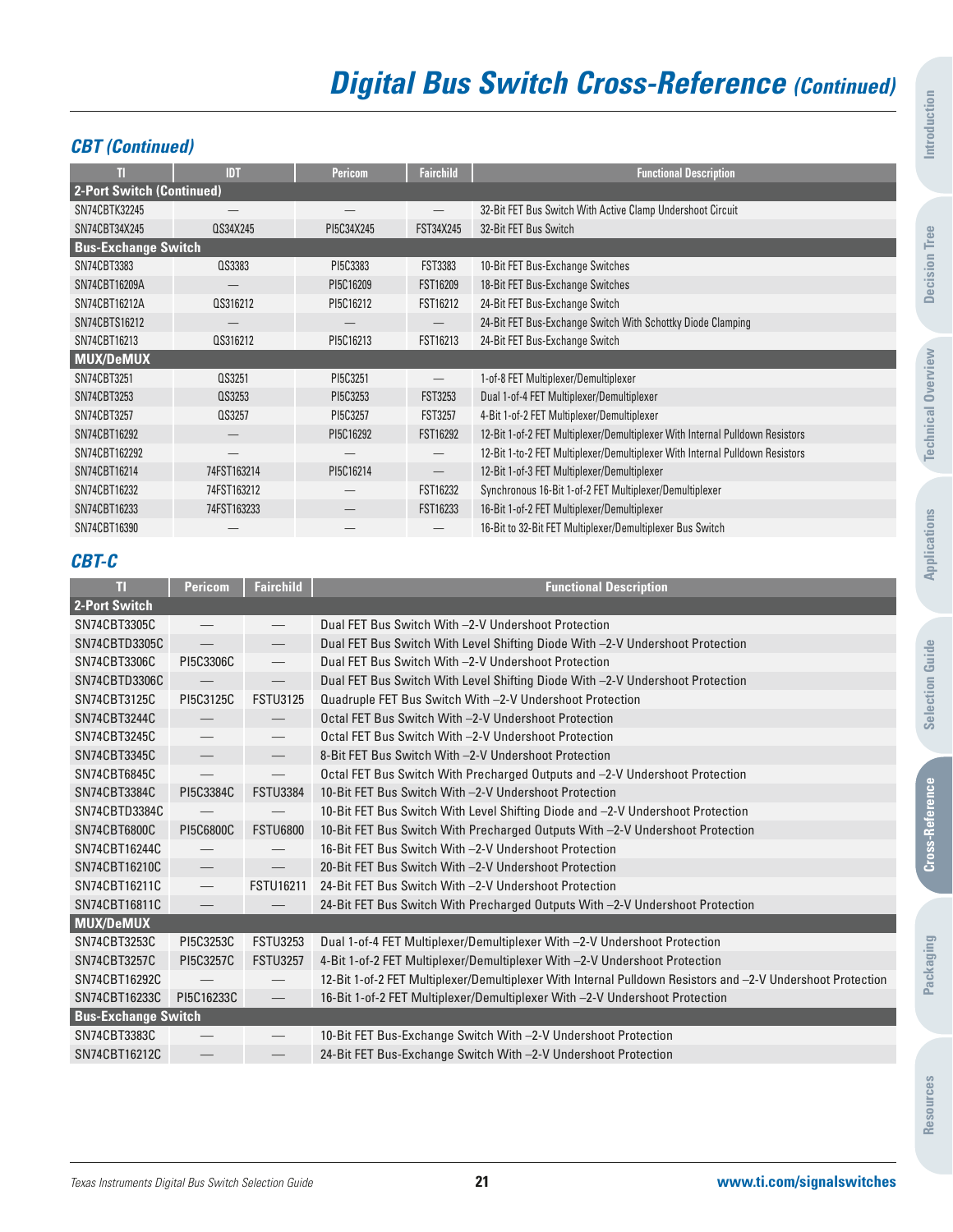# Digital Bus Switch Cross-Reference *(Continued)*

## CBT (Continued)

| TI | IDT | Pericom | Fairchild | Functional Description |
|---|---|---|---|---|
| **2-Port Switch (Continued)** | | | | |
| SN74CBTK32245 | — | — | — | 32-Bit FET Bus Switch With Active Clamp Undershoot Circuit |
| SN74CBT34X245 | QS34X245 | PI5C34X245 | FST34X245 | 32-Bit FET Bus Switch |
| **Bus-Exchange Switch** | | | | |
| SN74CBT3383 | QS3383 | PI5C3383 | FST3383 | 10-Bit FET Bus-Exchange Switches |
| SN74CBT16209A | — | PI5C16209 | FST16209 | 18-Bit FET Bus-Exchange Switches |
| SN74CBT16212A | QS316212 | PI5C16212 | FST16212 | 24-Bit FET Bus-Exchange Switch |
| SN74CBTS16212 | — | — | — | 24-Bit FET Bus-Exchange Switch With Schottky Diode Clamping |
| SN74CBT16213 | QS316212 | PI5C16213 | FST16213 | 24-Bit FET Bus-Exchange Switch |
| **MUX/DeMUX** | | | | |
| SN74CBT3251 | QS3251 | PI5C3251 | — | 1-of-8 FET Multiplexer/Demultiplexer |
| SN74CBT3253 | QS3253 | PI5C3253 | FST3253 | Dual 1-of-4 FET Multiplexer/Demultiplexer |
| SN74CBT3257 | QS3257 | PI5C3257 | FST3257 | 4-Bit 1-of-2 FET Multiplexer/Demultiplexer |
| SN74CBT16292 | — | PI5C16292 | FST16292 | 12-Bit 1-of-2 FET Multiplexer/Demultiplexer With Internal Pulldown Resistors |
| SN74CBT162292 | — | — | — | 12-Bit 1-to-2 FET Multiplexer/Demultiplexer With Internal Pulldown Resistors |
| SN74CBT16214 | 74FST163214 | PI5C16214 | — | 12-Bit 1-of-3 FET Multiplexer/Demultiplexer |
| SN74CBT16232 | 74FST163212 | — | FST16232 | Synchronous 16-Bit 1-of-2 FET Multiplexer/Demultiplexer |
| SN74CBT16233 | 74FST163233 | — | FST16233 | 16-Bit 1-of-2 FET Multiplexer/Demultiplexer |
| SN74CBT16390 | — | — | — | 16-Bit to 32-Bit FET Multiplexer/Demultiplexer Bus Switch |

## CBT-C

| TI | Pericom | Fairchild | Functional Description |
|---|---|---|---|
| **2-Port Switch** | | | |
| SN74CBT3305C | — | — | Dual FET Bus Switch With –2-V Undershoot Protection |
| SN74CBTD3305C | — | — | Dual FET Bus Switch With Level Shifting Diode With –2-V Undershoot Protection |
| SN74CBT3306C | PI5C3306C | — | Dual FET Bus Switch With –2-V Undershoot Protection |
| SN74CBTD3306C | — | — | Dual FET Bus Switch With Level Shifting Diode With –2-V Undershoot Protection |
| SN74CBT3125C | PI5C3125C | FSTU3125 | Quadruple FET Bus Switch With –2-V Undershoot Protection |
| SN74CBT3244C | — | — | Octal FET Bus Switch With –2-V Undershoot Protection |
| SN74CBT3245C | — | — | Octal FET Bus Switch With –2-V Undershoot Protection |
| SN74CBT3345C | — | — | 8-Bit FET Bus Switch With –2-V Undershoot Protection |
| SN74CBT6845C | — | — | Octal FET Bus Switch With Precharged Outputs and –2-V Undershoot Protection |
| SN74CBT3384C | PI5C3384C | FSTU3384 | 10-Bit FET Bus Switch With –2-V Undershoot Protection |
| SN74CBTD3384C | — | — | 10-Bit FET Bus Switch With Level Shifting Diode and –2-V Undershoot Protection |
| SN74CBT6800C | PI5C6800C | FSTU6800 | 10-Bit FET Bus Switch With Precharged Outputs With –2-V Undershoot Protection |
| SN74CBT16244C | — | — | 16-Bit FET Bus Switch With –2-V Undershoot Protection |
| SN74CBT16210C | — | — | 20-Bit FET Bus Switch With –2-V Undershoot Protection |
| SN74CBT16211C | — | FSTU16211 | 24-Bit FET Bus Switch With –2-V Undershoot Protection |
| SN74CBT16811C | — | — | 24-Bit FET Bus Switch With Precharged Outputs With –2-V Undershoot Protection |
| **MUX/DeMUX** | | | |
| SN74CBT3253C | PI5C3253C | FSTU3253 | Dual 1-of-4 FET Multiplexer/Demultiplexer With –2-V Undershoot Protection |
| SN74CBT3257C | PI5C3257C | FSTU3257 | 4-Bit 1-of-2 FET Multiplexer/Demultiplexer With –2-V Undershoot Protection |
| SN74CBT16292C | — | — | 12-Bit 1-of-2 FET Multiplexer/Demultiplexer With Internal Pulldown Resistors and –2-V Undershoot Protection |
| SN74CBT16233C | PI5C16233C | — | 16-Bit 1-of-2 FET Multiplexer/Demultiplexer With –2-V Undershoot Protection |
| **Bus-Exchange Switch** | | | |
| SN74CBT3383C | — | — | 10-Bit FET Bus-Exchange Switch With –2-V Undershoot Protection |
| SN74CBT16212C | — | — | 24-Bit FET Bus-Exchange Switch With –2-V Undershoot Protection |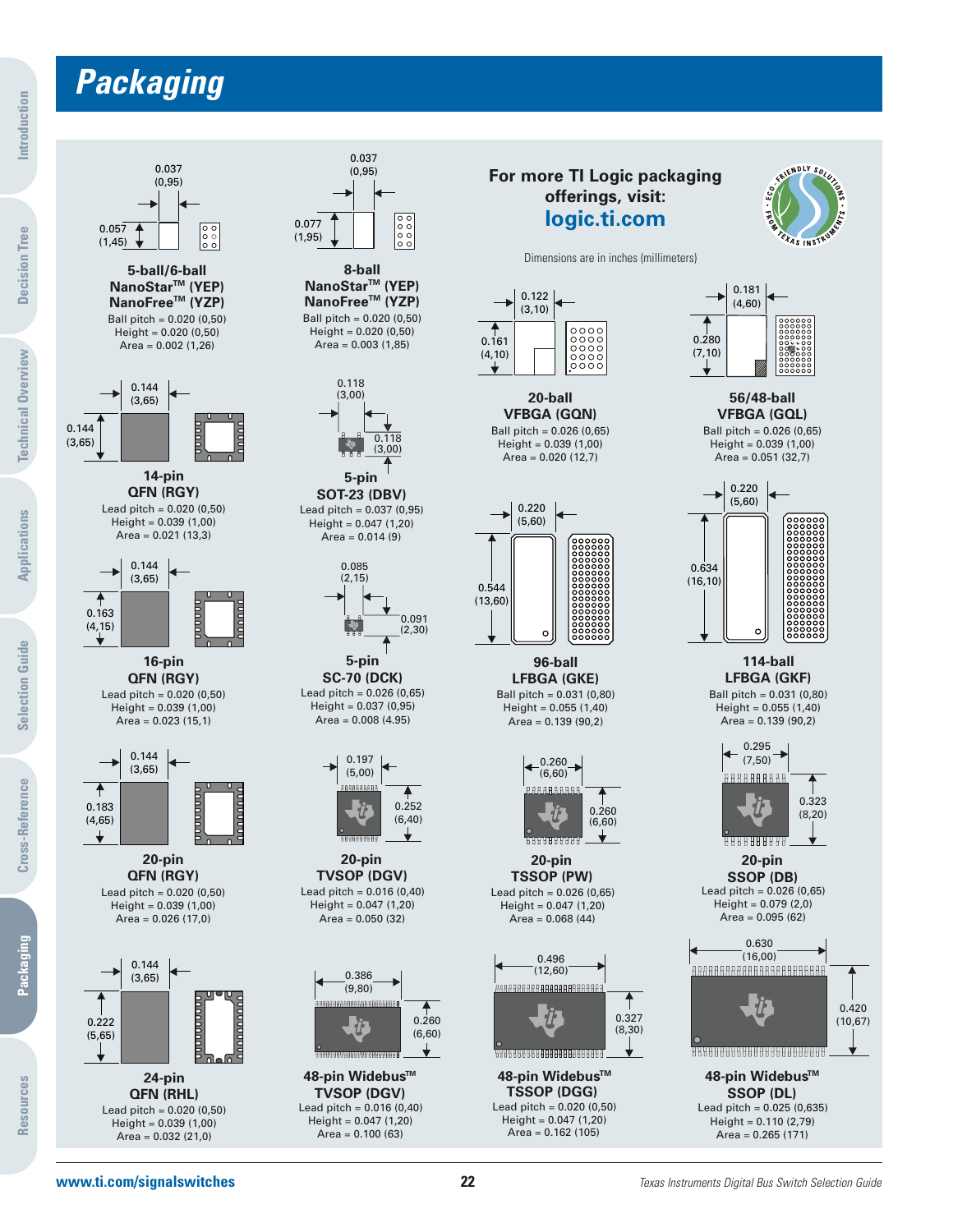# Packaging

For more TI Logic packaging offerings, visit: **logic.ti.com**

Dimensions are in inches (millimeters)

**5-ball/6-ball NanoStar™ (YEP) NanoFree™ (YZP)**
0.037 (0,95) × 0.057 (1,45)
Ball pitch = 0.020 (0,50)
Height = 0.020 (0,50)
Area = 0.002 (1,26)

**8-ball NanoStar™ (YEP) NanoFree™ (YZP)**
0.037 (0,95) × 0.077 (1,95)
Ball pitch = 0.020 (0,50)
Height = 0.020 (0,50)
Area = 0.003 (1,85)

**20-ball VFBGA (GQN)**
0.122 (3,10) × 0.161 (4,10)
Ball pitch = 0.026 (0,65)
Height = 0.039 (1,00)
Area = 0.020 (12,7)

**56/48-ball VFBGA (GQL)**
0.181 (4,60) × 0.280 (7,10)
Ball pitch = 0.026 (0,65)
Height = 0.039 (1,00)
Area = 0.051 (32,7)

**14-pin QFN (RGY)**
0.144 (3,65) × 0.144 (3,65)
Lead pitch = 0.020 (0,50)
Height = 0.039 (1,00)
Area = 0.021 (13,3)

**5-pin SOT-23 (DBV)**
0.118 (3,00) × 0.118 (3,00)
Lead pitch = 0.037 (0,95)
Height = 0.047 (1,20)
Area = 0.014 (9)

**96-ball LFBGA (GKE)**
0.220 (5,60) × 0.544 (13,60)
Ball pitch = 0.031 (0,80)
Height = 0.055 (1,40)
Area = 0.139 (90,2)

**114-ball LFBGA (GKF)**
0.220 (5,60) × 0.634 (16,10)
Ball pitch = 0.031 (0,80)
Height = 0.055 (1,40)
Area = 0.139 (90,2)

**16-pin QFN (RGY)**
0.144 (3,65) × 0.163 (4,15)
Lead pitch = 0.020 (0,50)
Height = 0.039 (1,00)
Area = 0.023 (15,1)

**5-pin SC-70 (DCK)**
0.085 (2,15) × 0.091 (2,30)
Lead pitch = 0.026 (0,65)
Height = 0.037 (0,95)
Area = 0.008 (4.95)

**20-pin QFN (RGY)**
0.144 (3,65) × 0.183 (4,65)
Lead pitch = 0.020 (0,50)
Height = 0.039 (1,00)
Area = 0.026 (17,0)

**20-pin TVSOP (DGV)**
0.197 (5,00) × 0.252 (6,40)
Lead pitch = 0.016 (0,40)
Height = 0.047 (1,20)
Area = 0.050 (32)

**20-pin TSSOP (PW)**
0.260 (6,60) × 0.260 (6,60)
Lead pitch = 0.026 (0,65)
Height = 0.047 (1,20)
Area = 0.068 (44)

**20-pin SSOP (DB)**
0.295 (7,50) × 0.323 (8,20)
Lead pitch = 0.026 (0,65)
Height = 0.079 (2,0)
Area = 0.095 (62)

**24-pin QFN (RHL)**
0.144 (3,65) × 0.222 (5,65)
Lead pitch = 0.020 (0,50)
Height = 0.039 (1,00)
Area = 0.032 (21,0)

**48-pin Widebus™ TVSOP (DGV)**
0.386 (9,80) × 0.260 (6,60)
Lead pitch = 0.016 (0,40)
Height = 0.047 (1,20)
Area = 0.100 (63)

**48-pin Widebus™ TSSOP (DGG)**
0.496 (12,60) × 0.327 (8,30)
Lead pitch = 0.020 (0,50)
Height = 0.047 (1,20)
Area = 0.162 (105)

**48-pin Widebus™ SSOP (DL)**
0.630 (16,00) × 0.420 (10,67)
Lead pitch = 0.025 (0,635)
Height = 0.110 (2,79)
Area = 0.265 (171)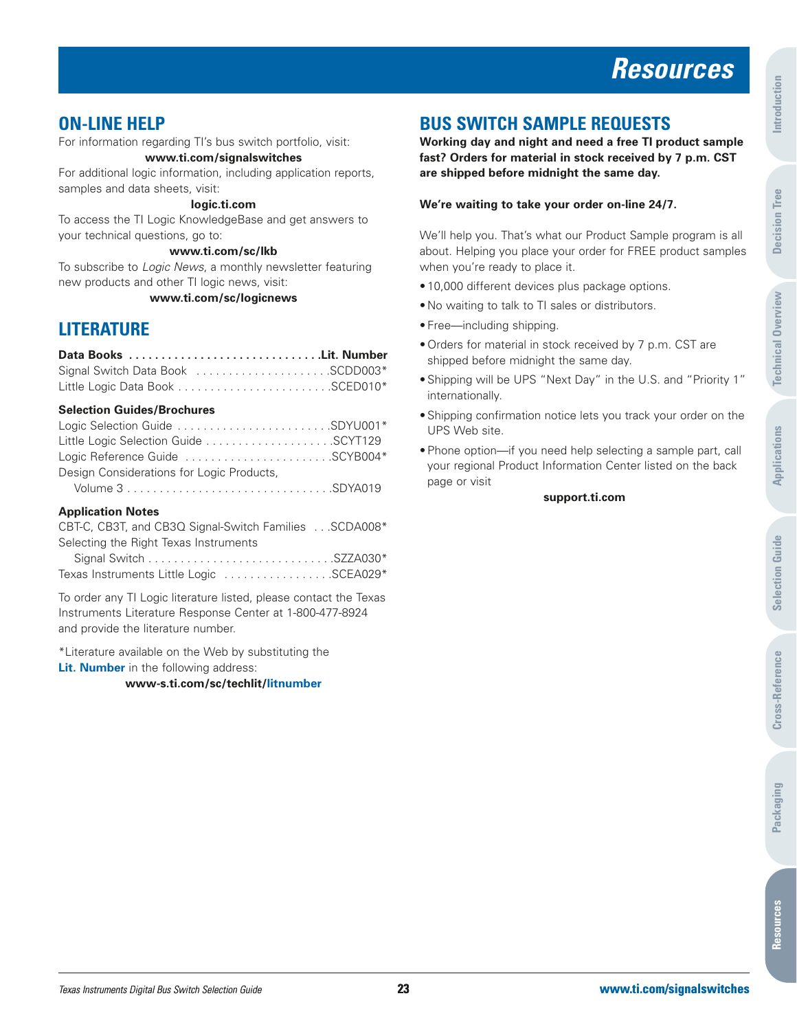# Resources

## ON-LINE HELP

For information regarding TI's bus switch portfolio, visit:

**www.ti.com/signalswitches**

For additional logic information, including application reports, samples and data sheets, visit:

**logic.ti.com**

To access the TI Logic KnowledgeBase and get answers to your technical questions, go to:

**www.ti.com/sc/lkb**

To subscribe to *Logic News*, a monthly newsletter featuring new products and other TI logic news, visit:

**www.ti.com/sc/logicnews**

## LITERATURE

| **Data Books** | **Lit. Number** |
|---|---|
| Signal Switch Data Book | SCDD003* |
| Little Logic Data Book | SCED010* |

**Selection Guides/Brochures**

| | |
|---|---|
| Logic Selection Guide | SDYU001* |
| Little Logic Selection Guide | SCYT129 |
| Logic Reference Guide | SCYB004* |
| Design Considerations for Logic Products, Volume 3 | SDYA019 |

**Application Notes**

| | |
|---|---|
| CBT-C, CB3T, and CB3Q Signal-Switch Families | SCDA008* |
| Selecting the Right Texas Instruments Signal Switch | SZZA030* |
| Texas Instruments Little Logic | SCEA029* |

To order any TI Logic literature listed, please contact the Texas Instruments Literature Response Center at 1-800-477-8924 and provide the literature number.

*Literature available on the Web by substituting the **Lit. Number** in the following address:

**www-s.ti.com/sc/techlit/litnumber**

## BUS SWITCH SAMPLE REQUESTS

**Working day and night and need a free TI product sample fast? Orders for material in stock received by 7 p.m. CST are shipped before midnight the same day.**

**We're waiting to take your order on-line 24/7.**

We'll help you. That's what our Product Sample program is all about. Helping you place your order for FREE product samples when you're ready to place it.

- 10,000 different devices plus package options.
- No waiting to talk to TI sales or distributors.
- Free—including shipping.
- Orders for material in stock received by 7 p.m. CST are shipped before midnight the same day.
- Shipping will be UPS "Next Day" in the U.S. and "Priority 1" internationally.
- Shipping confirmation notice lets you track your order on the UPS Web site.
- Phone option—if you need help selecting a sample part, call your regional Product Information Center listed on the back page or visit

**support.ti.com**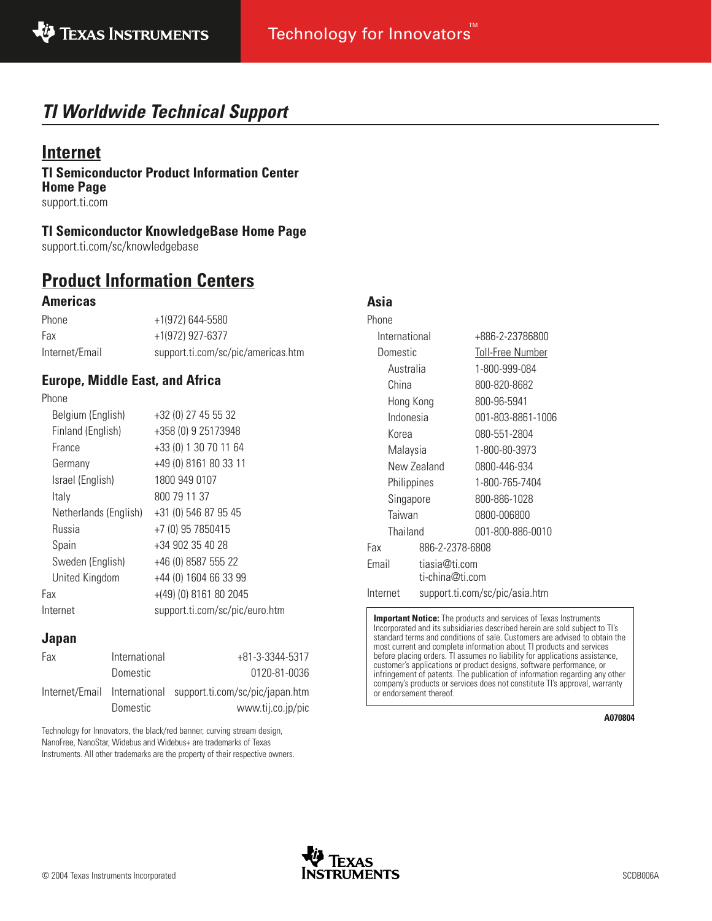Texas Instruments — Technology for Innovators™

# TI Worldwide Technical Support

## Internet

**TI Semiconductor Product Information Center Home Page**
support.ti.com

**TI Semiconductor KnowledgeBase Home Page**
support.ti.com/sc/knowledgebase

## Product Information Centers

### Americas

| | |
|---|---|
| Phone | +1(972) 644-5580 |
| Fax | +1(972) 927-6377 |
| Internet/Email | support.ti.com/sc/pic/americas.htm |

### Europe, Middle East, and Africa

| | |
|---|---|
| Phone | |
| Belgium (English) | +32 (0) 27 45 55 32 |
| Finland (English) | +358 (0) 9 25173948 |
| France | +33 (0) 1 30 70 11 64 |
| Germany | +49 (0) 8161 80 33 11 |
| Israel (English) | 1800 949 0107 |
| Italy | 800 79 11 37 |
| Netherlands (English) | +31 (0) 546 87 95 45 |
| Russia | +7 (0) 95 7850415 |
| Spain | +34 902 35 40 28 |
| Sweden (English) | +46 (0) 8587 555 22 |
| United Kingdom | +44 (0) 1604 66 33 99 |
| Fax | +(49) (0) 8161 80 2045 |
| Internet | support.ti.com/sc/pic/euro.htm |

### Japan

| | | |
|---|---|---|
| Fax | International | +81-3-3344-5317 |
| | Domestic | 0120-81-0036 |
| Internet/Email | International | support.ti.com/sc/pic/japan.htm |
| | Domestic | www.tij.co.jp/pic |

### Asia

| | |
|---|---|
| Phone | |
| International | +886-2-23786800 |
| Domestic | Toll-Free Number |
| Australia | 1-800-999-084 |
| China | 800-820-8682 |
| Hong Kong | 800-96-5941 |
| Indonesia | 001-803-8861-1006 |
| Korea | 080-551-2804 |
| Malaysia | 1-800-80-3973 |
| New Zealand | 0800-446-934 |
| Philippines | 1-800-765-7404 |
| Singapore | 800-886-1028 |
| Taiwan | 0800-006800 |
| Thailand | 001-800-886-0010 |
| Fax | 886-2-2378-6808 |
| Email | tiasia@ti.com<br>ti-china@ti.com |
| Internet | support.ti.com/sc/pic/asia.htm |

**Important Notice:** The products and services of Texas Instruments Incorporated and its subsidiaries described herein are sold subject to TI's standard terms and conditions of sale. Customers are advised to obtain the most current and complete information about TI products and services before placing orders. TI assumes no liability for applications assistance, customer's applications or product designs, software performance, or infringement of patents. The publication of information regarding any other company's products or services does not constitute TI's approval, warranty or endorsement thereof.

**A070804**

Technology for Innovators, the black/red banner, curving stream design, NanoFree, NanoStar, Widebus and Widebus+ are trademarks of Texas Instruments. All other trademarks are the property of their respective owners.

© 2004 Texas Instruments Incorporated

SCDB006A